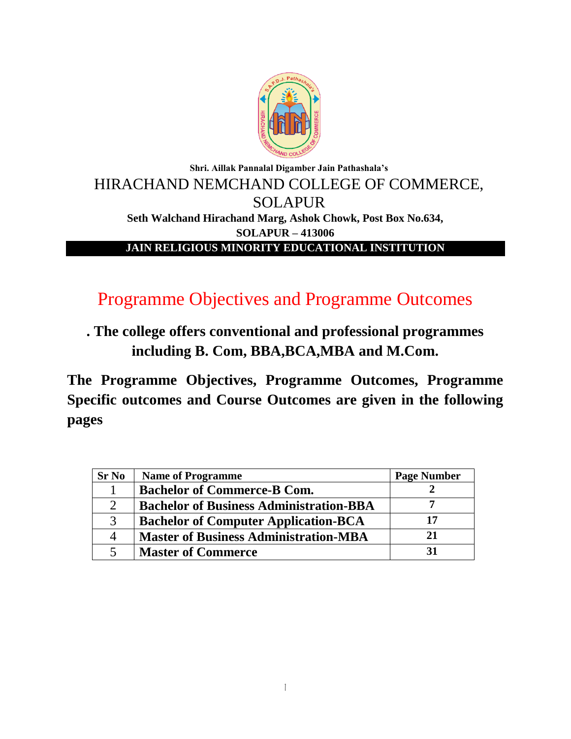**Shri. Aillak Pannalal Digamber Jain Pathashala's**

# HIRACHAND NEMCHAND COLLEGE OF COMMERCE, SOLAPUR

**Seth Walchand Hirachand Marg, Ashok Chowk, Post Box No.634,**

**SOLAPUR – 413006**

**JAIN RELIGIOUS MINORITY EDUCATIONAL INSTITUTION**

## Programme Objectives and Programme Outcomes

**. The college offers conventional and professional programmes including B. Com, BBA,BCA,MBA and M.Com.**

**The Programme Objectives, Programme Outcomes, Programme Specific outcomes and Course Outcomes are given in the following pages**

| Sr No | Name of Programme | Page Number |
|---|---|---|
| 1 | **Bachelor of Commerce-B Com.** | **2** |
| 2 | **Bachelor of Business Administration-BBA** | **7** |
| 3 | **Bachelor of Computer Application-BCA** | **17** |
| 4 | **Master of Business Administration-MBA** | **21** |
| 5 | **Master of Commerce** | **31** |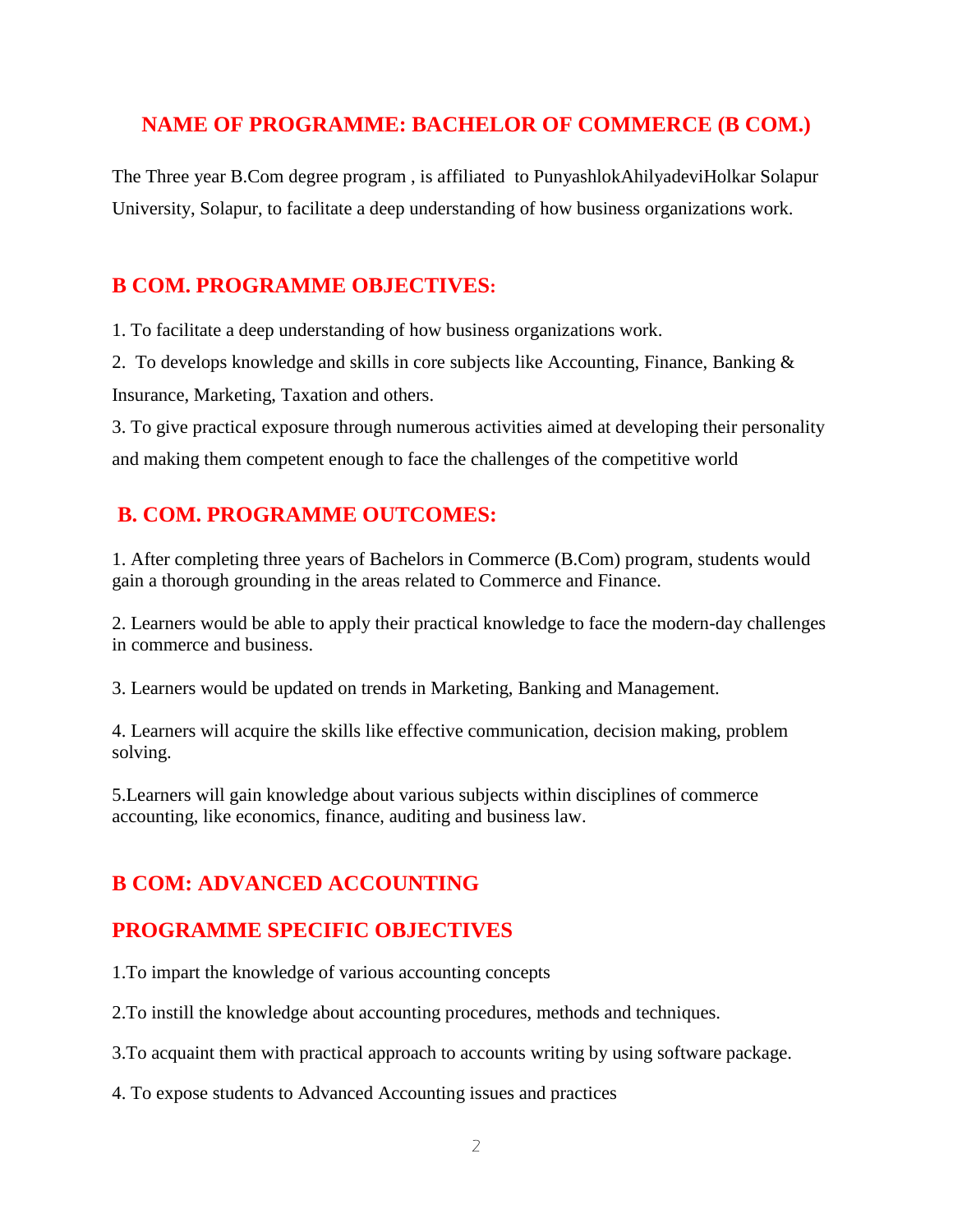# NAME OF PROGRAMME: BACHELOR OF COMMERCE (B COM.)

The Three year B.Com degree program , is affiliated to PunyashlokAhilyadeviHolkar Solapur University, Solapur, to facilitate a deep understanding of how business organizations work.

## B COM. PROGRAMME OBJECTIVES:

1. To facilitate a deep understanding of how business organizations work.
2. To develops knowledge and skills in core subjects like Accounting, Finance, Banking & Insurance, Marketing, Taxation and others.
3. To give practical exposure through numerous activities aimed at developing their personality and making them competent enough to face the challenges of the competitive world

## B. COM. PROGRAMME OUTCOMES:

1. After completing three years of Bachelors in Commerce (B.Com) program, students would gain a thorough grounding in the areas related to Commerce and Finance.

2. Learners would be able to apply their practical knowledge to face the modern-day challenges in commerce and business.

3. Learners would be updated on trends in Marketing, Banking and Management.

4. Learners will acquire the skills like effective communication, decision making, problem solving.

5. Learners will gain knowledge about various subjects within disciplines of commerce accounting, like economics, finance, auditing and business law.

## B COM: ADVANCED ACCOUNTING

## PROGRAMME SPECIFIC OBJECTIVES

1. To impart the knowledge of various accounting concepts

2. To instill the knowledge about accounting procedures, methods and techniques.

3. To acquaint them with practical approach to accounts writing by using software package.

4. To expose students to Advanced Accounting issues and practices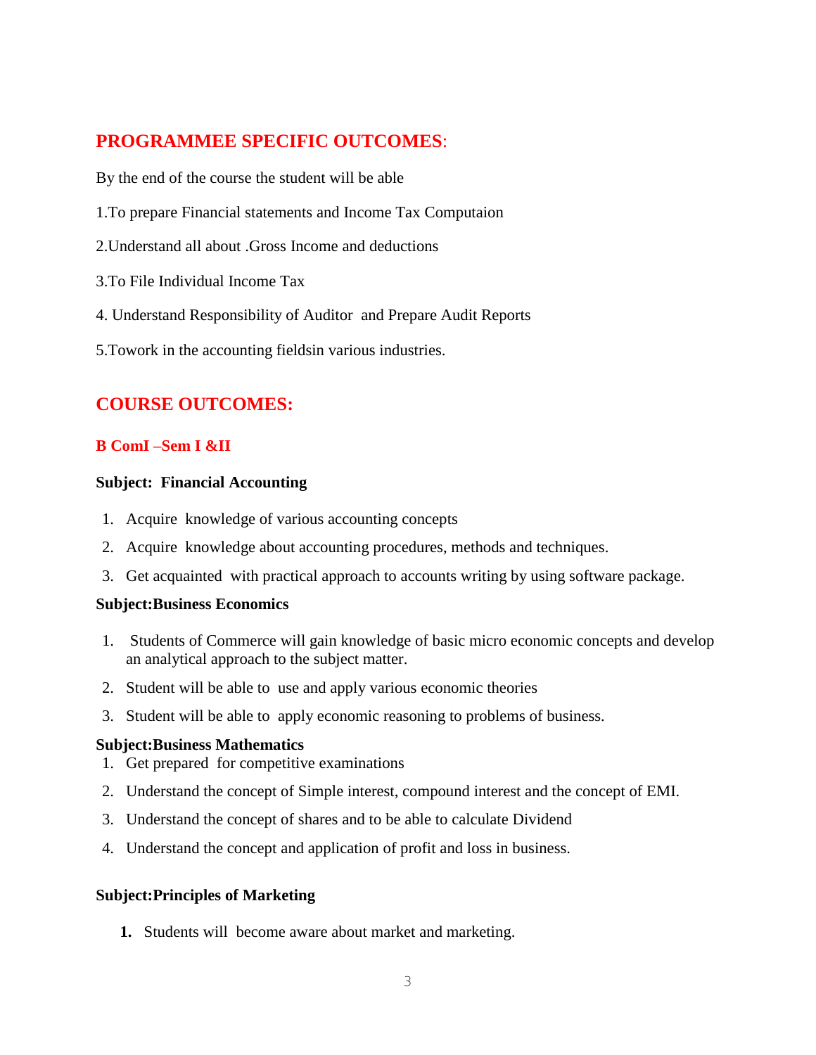## PROGRAMMEE SPECIFIC OUTCOMES:

By the end of the course the student will be able

1.To prepare Financial statements and Income Tax Computaion

2.Understand all about .Gross Income and deductions

3.To File Individual Income Tax

4. Understand Responsibility of Auditor and Prepare Audit Reports

5.Towork in the accounting fieldsin various industries.

## COURSE OUTCOMES:

### B ComI –Sem I &II

**Subject: Financial Accounting**

1. Acquire knowledge of various accounting concepts
2. Acquire knowledge about accounting procedures, methods and techniques.
3. Get acquainted with practical approach to accounts writing by using software package.

**Subject:Business Economics**

1. Students of Commerce will gain knowledge of basic micro economic concepts and develop an analytical approach to the subject matter.
2. Student will be able to use and apply various economic theories
3. Student will be able to apply economic reasoning to problems of business.

**Subject:Business Mathematics**

1. Get prepared for competitive examinations
2. Understand the concept of Simple interest, compound interest and the concept of EMI.
3. Understand the concept of shares and to be able to calculate Dividend
4. Understand the concept and application of profit and loss in business.

**Subject:Principles of Marketing**

1. Students will become aware about market and marketing.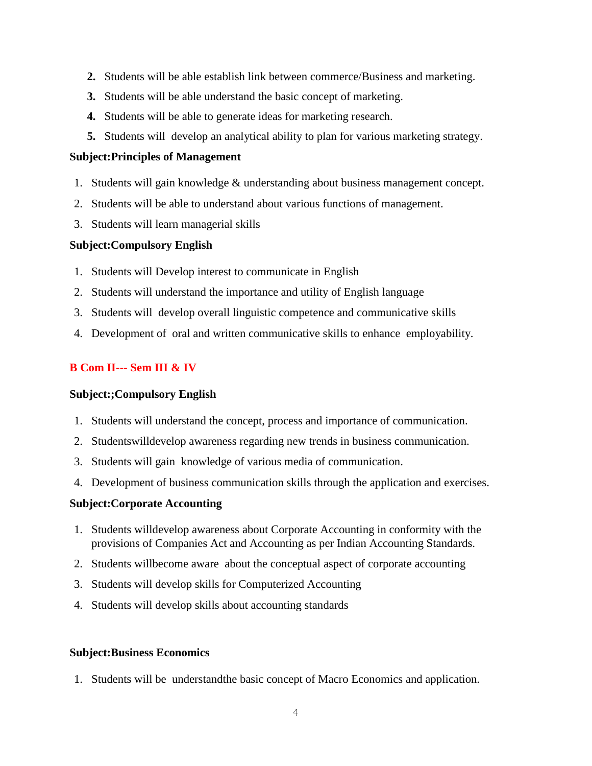2. Students will be able establish link between commerce/Business and marketing.
3. Students will be able understand the basic concept of marketing.
4. Students will be able to generate ideas for marketing research.
5. Students will  develop an analytical ability to plan for various marketing strategy.

**Subject:Principles of Management**

1. Students will gain knowledge & understanding about business management concept.
2. Students will be able to understand about various functions of management.
3. Students will learn managerial skills

**Subject:Compulsory English**

1. Students will Develop interest to communicate in English
2. Students will understand the importance and utility of English language
3. Students will  develop overall linguistic competence and communicative skills
4. Development of  oral and written communicative skills to enhance  employability.

**B Com II--- Sem III & IV**

**Subject:;Compulsory English**

1. Students will understand the concept, process and importance of communication.
2. Studentswilldevelop awareness regarding new trends in business communication.
3. Students will gain  knowledge of various media of communication.
4. Development of business communication skills through the application and exercises.

**Subject:Corporate Accounting**

1. Students willdevelop awareness about Corporate Accounting in conformity with the provisions of Companies Act and Accounting as per Indian Accounting Standards.
2. Students willbecome aware  about the conceptual aspect of corporate accounting
3. Students will develop skills for Computerized Accounting
4. Students will develop skills about accounting standards

**Subject:Business Economics**

1. Students will be  understandthe basic concept of Macro Economics and application.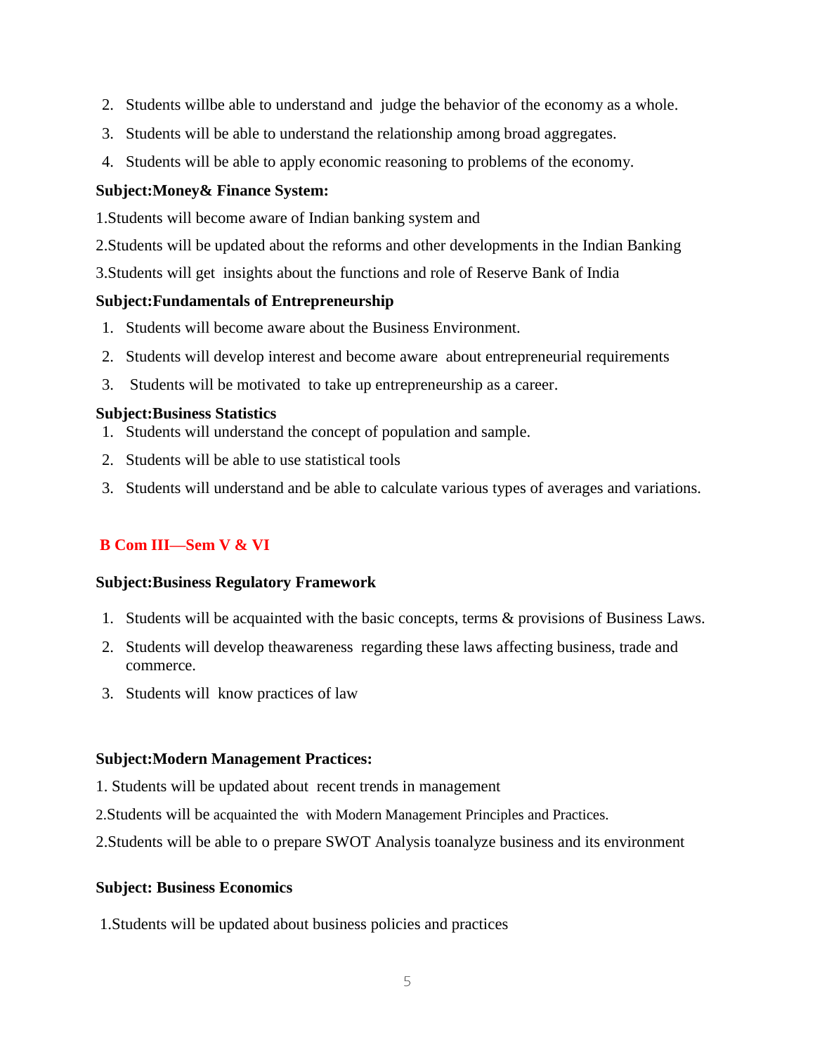2. Students willbe able to understand and  judge the behavior of the economy as a whole.
3. Students will be able to understand the relationship among broad aggregates.
4. Students will be able to apply economic reasoning to problems of the economy.

**Subject:Money& Finance System:**

1.Students will become aware of Indian banking system and

2.Students will be updated about the reforms and other developments in the Indian Banking

3.Students will get  insights about the functions and role of Reserve Bank of India

**Subject:Fundamentals of Entrepreneurship**

1. Students will become aware about the Business Environment.
2. Students will develop interest and become aware  about entrepreneurial requirements
3. Students will be motivated  to take up entrepreneurship as a career.

**Subject:Business Statistics**

1. Students will understand the concept of population and sample.
2. Students will be able to use statistical tools
3. Students will understand and be able to calculate various types of averages and variations.

## B Com III—Sem V & VI

**Subject:Business Regulatory Framework**

1. Students will be acquainted with the basic concepts, terms & provisions of Business Laws.
2. Students will develop theawareness  regarding these laws affecting business, trade and commerce.
3. Students will  know practices of law

**Subject:Modern Management Practices:**

1. Students will be updated about  recent trends in management

2.Students will be acquainted the  with Modern Management Principles and Practices.

2.Students will be able to o prepare SWOT Analysis toanalyze business and its environment

**Subject: Business Economics**

1.Students will be updated about business policies and practices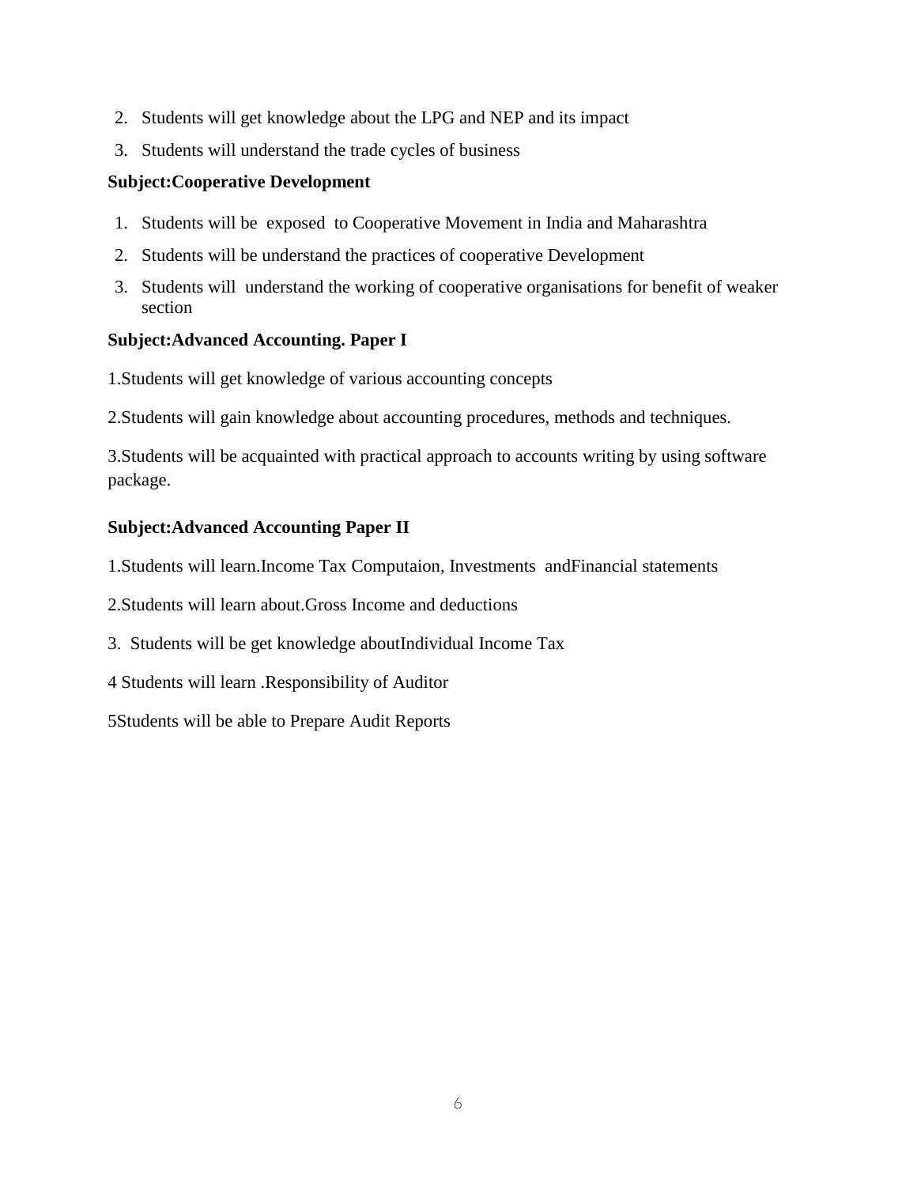2. Students will get knowledge about the LPG and NEP and its impact
3. Students will understand the trade cycles of business

**Subject:Cooperative Development**

1. Students will be exposed to Cooperative Movement in India and Maharashtra
2. Students will be understand the practices of cooperative Development
3. Students will understand the working of cooperative organisations for benefit of weaker section

**Subject:Advanced Accounting. Paper I**

1.Students will get knowledge of various accounting concepts

2.Students will gain knowledge about accounting procedures, methods and techniques.

3.Students will be acquainted with practical approach to accounts writing by using software package.

**Subject:Advanced Accounting Paper II**

1.Students will learn.Income Tax Computaion, Investments andFinancial statements

2.Students will learn about.Gross Income and deductions

3. Students will be get knowledge aboutIndividual Income Tax

4 Students will learn .Responsibility of Auditor

5Students will be able to Prepare Audit Reports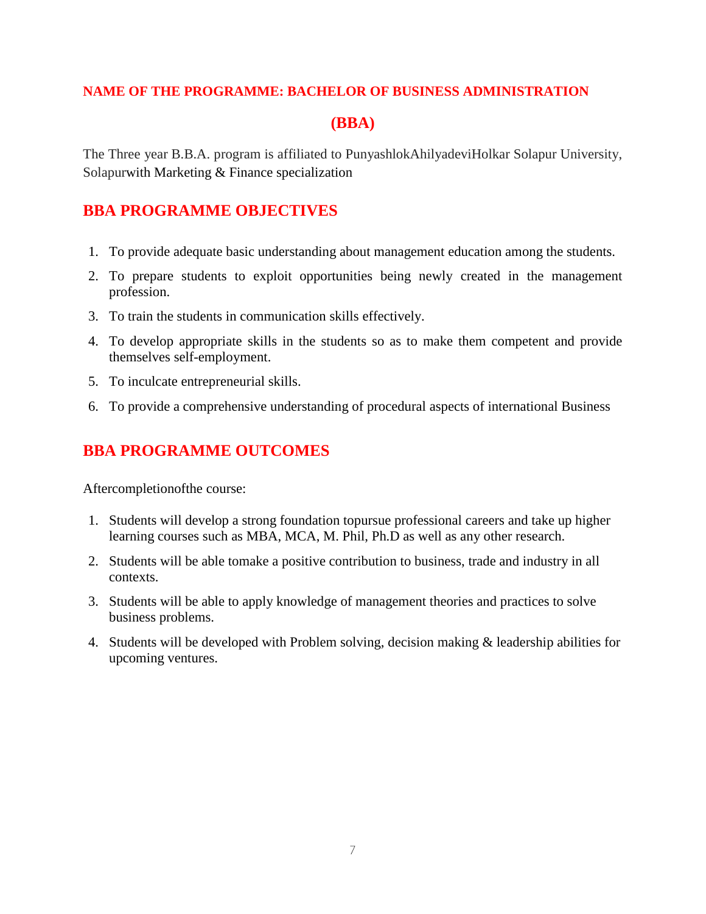## NAME OF THE PROGRAMME: BACHELOR OF BUSINESS ADMINISTRATION

## (BBA)

The Three year B.B.A. program is affiliated to PunyashlokAhilyadeviHolkar Solapur University, Solapurwith Marketing & Finance specialization

## BBA PROGRAMME OBJECTIVES

1. To provide adequate basic understanding about management education among the students.
2. To prepare students to exploit opportunities being newly created in the management profession.
3. To train the students in communication skills effectively.
4. To develop appropriate skills in the students so as to make them competent and provide themselves self-employment.
5. To inculcate entrepreneurial skills.
6. To provide a comprehensive understanding of procedural aspects of international Business

## BBA PROGRAMME OUTCOMES

Aftercompletionofthe course:

1. Students will develop a strong foundation topursue professional careers and take up higher learning courses such as MBA, MCA, M. Phil, Ph.D as well as any other research.
2. Students will be able tomake a positive contribution to business, trade and industry in all contexts.
3. Students will be able to apply knowledge of management theories and practices to solve business problems.
4. Students will be developed with Problem solving, decision making & leadership abilities for upcoming ventures.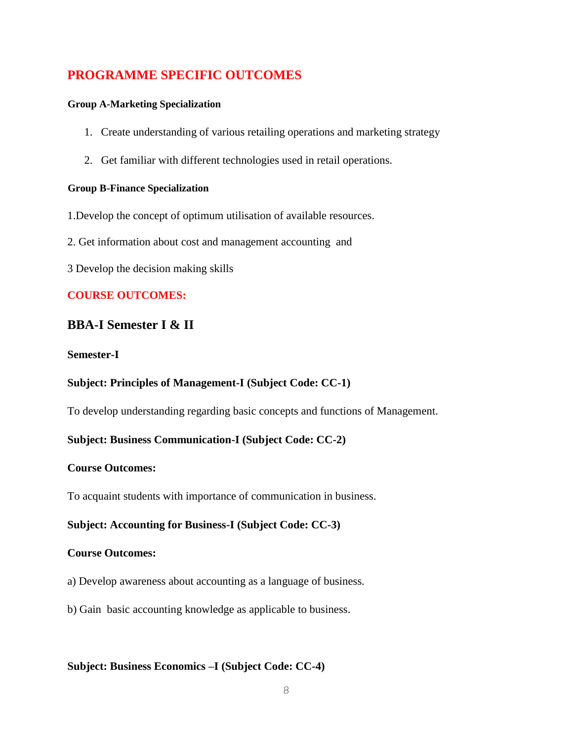## PROGRAMME SPECIFIC OUTCOMES

**Group A-Marketing Specialization**

1. Create understanding of various retailing operations and marketing strategy
2. Get familiar with different technologies used in retail operations.

**Group B-Finance Specialization**

1.Develop the concept of optimum utilisation of available resources.

2. Get information about cost and management accounting and

3 Develop the decision making skills

## COURSE OUTCOMES:

## BBA-I Semester I & II

**Semester-I**

**Subject: Principles of Management-I (Subject Code: CC-1)**

To develop understanding regarding basic concepts and functions of Management.

**Subject: Business Communication-I (Subject Code: CC-2)**

**Course Outcomes:**

To acquaint students with importance of communication in business.

**Subject: Accounting for Business-I (Subject Code: CC-3)**

**Course Outcomes:**

a) Develop awareness about accounting as a language of business.

b) Gain basic accounting knowledge as applicable to business.

**Subject: Business Economics –I (Subject Code: CC-4)**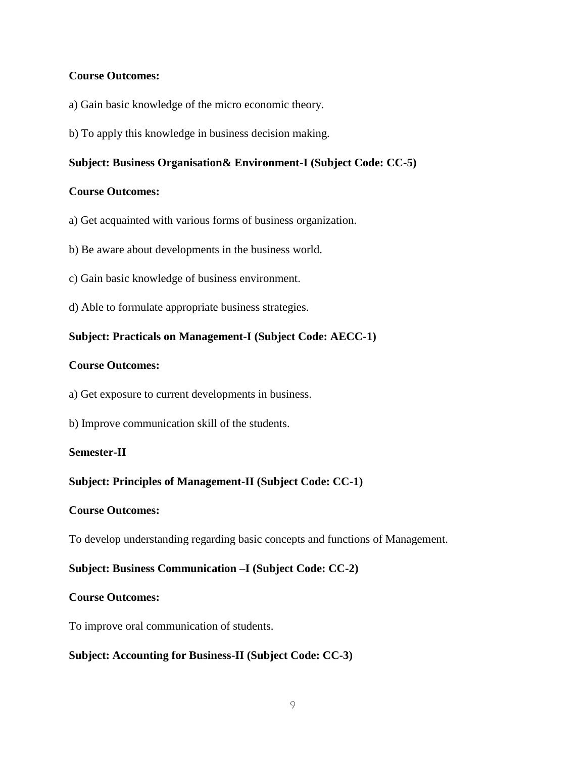**Course Outcomes:**

a) Gain basic knowledge of the micro economic theory.

b) To apply this knowledge in business decision making.

**Subject: Business Organisation& Environment-I (Subject Code: CC-5)**

**Course Outcomes:**

a) Get acquainted with various forms of business organization.

b) Be aware about developments in the business world.

c) Gain basic knowledge of business environment.

d) Able to formulate appropriate business strategies.

**Subject: Practicals on Management-I (Subject Code: AECC-1)**

**Course Outcomes:**

a) Get exposure to current developments in business.

b) Improve communication skill of the students.

**Semester-II**

**Subject: Principles of Management-II (Subject Code: CC-1)**

**Course Outcomes:**

To develop understanding regarding basic concepts and functions of Management.

**Subject: Business Communication –I (Subject Code: CC-2)**

**Course Outcomes:**

To improve oral communication of students.

**Subject: Accounting for Business-II (Subject Code: CC-3)**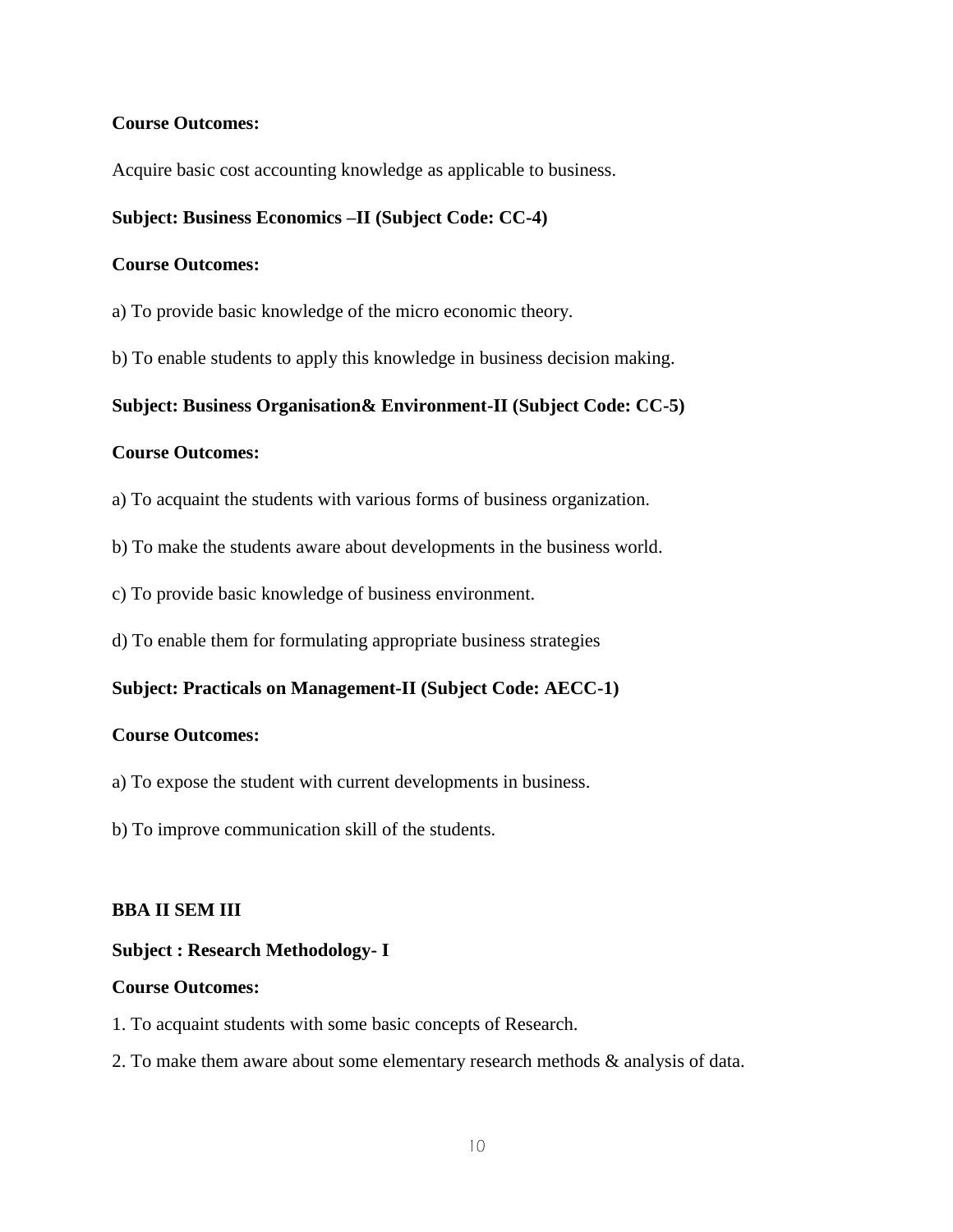**Course Outcomes:**

Acquire basic cost accounting knowledge as applicable to business.

**Subject: Business Economics –II (Subject Code: CC-4)**

**Course Outcomes:**

a) To provide basic knowledge of the micro economic theory.

b) To enable students to apply this knowledge in business decision making.

**Subject: Business Organisation& Environment-II (Subject Code: CC-5)**

**Course Outcomes:**

a) To acquaint the students with various forms of business organization.

b) To make the students aware about developments in the business world.

c) To provide basic knowledge of business environment.

d) To enable them for formulating appropriate business strategies

**Subject: Practicals on Management-II (Subject Code: AECC-1)**

**Course Outcomes:**

a) To expose the student with current developments in business.

b) To improve communication skill of the students.

**BBA II SEM III**

**Subject : Research Methodology- I**

**Course Outcomes:**

1. To acquaint students with some basic concepts of Research.

2. To make them aware about some elementary research methods & analysis of data.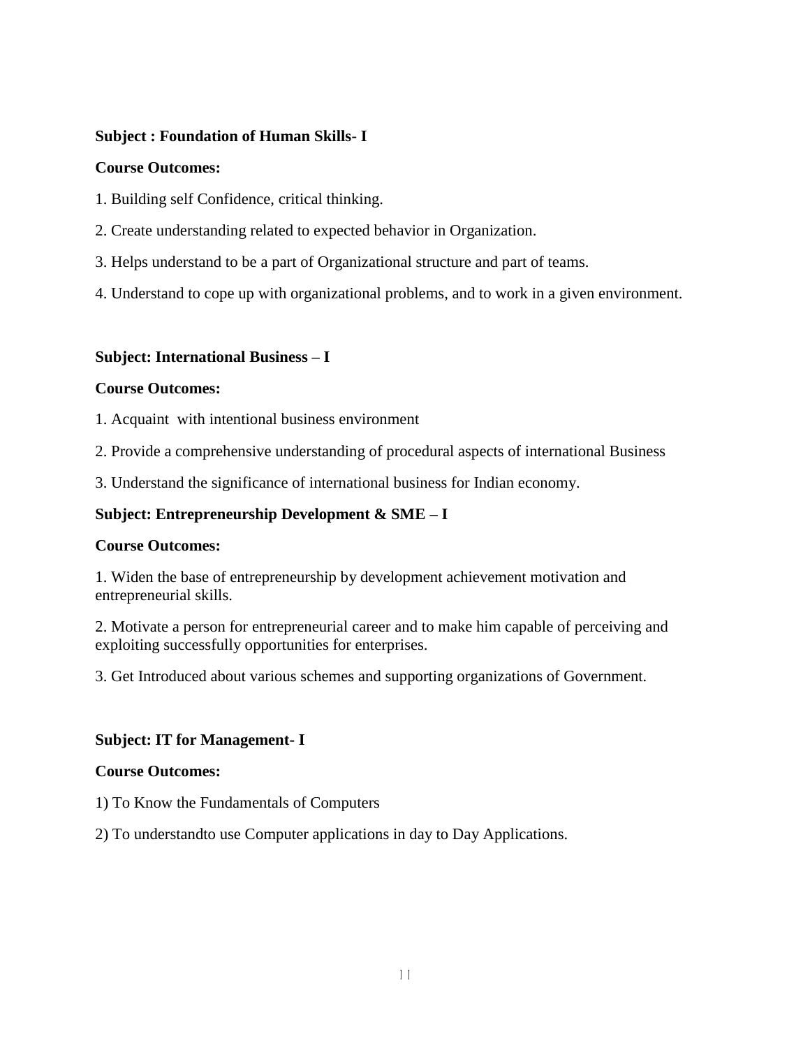**Subject : Foundation of Human Skills- I**

**Course Outcomes:**

1. Building self Confidence, critical thinking.

2. Create understanding related to expected behavior in Organization.

3. Helps understand to be a part of Organizational structure and part of teams.

4. Understand to cope up with organizational problems, and to work in a given environment.

**Subject: International Business – I**

**Course Outcomes:**

1. Acquaint with intentional business environment

2. Provide a comprehensive understanding of procedural aspects of international Business

3. Understand the significance of international business for Indian economy.

**Subject: Entrepreneurship Development & SME – I**

**Course Outcomes:**

1. Widen the base of entrepreneurship by development achievement motivation and entrepreneurial skills.

2. Motivate a person for entrepreneurial career and to make him capable of perceiving and exploiting successfully opportunities for enterprises.

3. Get Introduced about various schemes and supporting organizations of Government.

**Subject: IT for Management- I**

**Course Outcomes:**

1) To Know the Fundamentals of Computers

2) To understandto use Computer applications in day to Day Applications.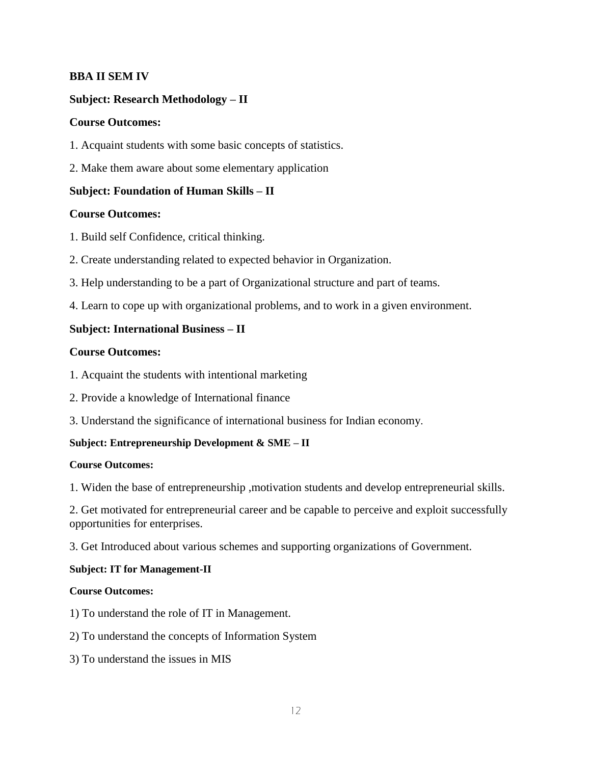**BBA II SEM IV**

**Subject: Research Methodology – II**

**Course Outcomes:**

1. Acquaint students with some basic concepts of statistics.

2. Make them aware about some elementary application

**Subject: Foundation of Human Skills – II**

**Course Outcomes:**

1. Build self Confidence, critical thinking.

2. Create understanding related to expected behavior in Organization.

3. Help understanding to be a part of Organizational structure and part of teams.

4. Learn to cope up with organizational problems, and to work in a given environment.

**Subject: International Business – II**

**Course Outcomes:**

1. Acquaint the students with intentional marketing

2. Provide a knowledge of International finance

3. Understand the significance of international business for Indian economy.

**Subject: Entrepreneurship Development & SME – II**

**Course Outcomes:**

1. Widen the base of entrepreneurship ,motivation students and develop entrepreneurial skills.

2. Get motivated for entrepreneurial career and be capable to perceive and exploit successfully opportunities for enterprises.

3. Get Introduced about various schemes and supporting organizations of Government.

**Subject: IT for Management-II**

**Course Outcomes:**

1) To understand the role of IT in Management.

2) To understand the concepts of Information System

3) To understand the issues in MIS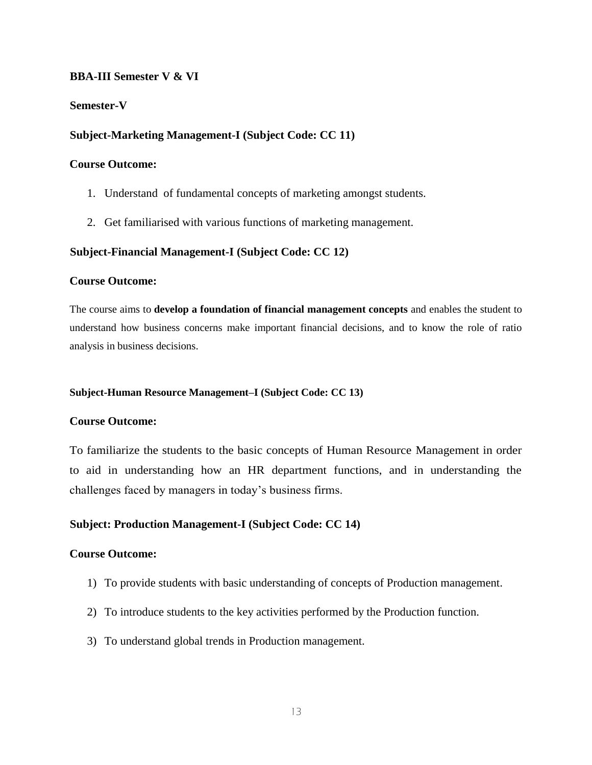**BBA-III Semester V & VI**

**Semester-V**

**Subject-Marketing Management-I (Subject Code: CC 11)**

**Course Outcome:**

1. Understand of fundamental concepts of marketing amongst students.
2. Get familiarised with various functions of marketing management.

**Subject-Financial Management-I (Subject Code: CC 12)**

**Course Outcome:**

The course aims to **develop a foundation of financial management concepts** and enables the student to understand how business concerns make important financial decisions, and to know the role of ratio analysis in business decisions.

**Subject-Human Resource Management–I (Subject Code: CC 13)**

**Course Outcome:**

To familiarize the students to the basic concepts of Human Resource Management in order to aid in understanding how an HR department functions, and in understanding the challenges faced by managers in today's business firms.

**Subject: Production Management-I (Subject Code: CC 14)**

**Course Outcome:**

1) To provide students with basic understanding of concepts of Production management.
2) To introduce students to the key activities performed by the Production function.
3) To understand global trends in Production management.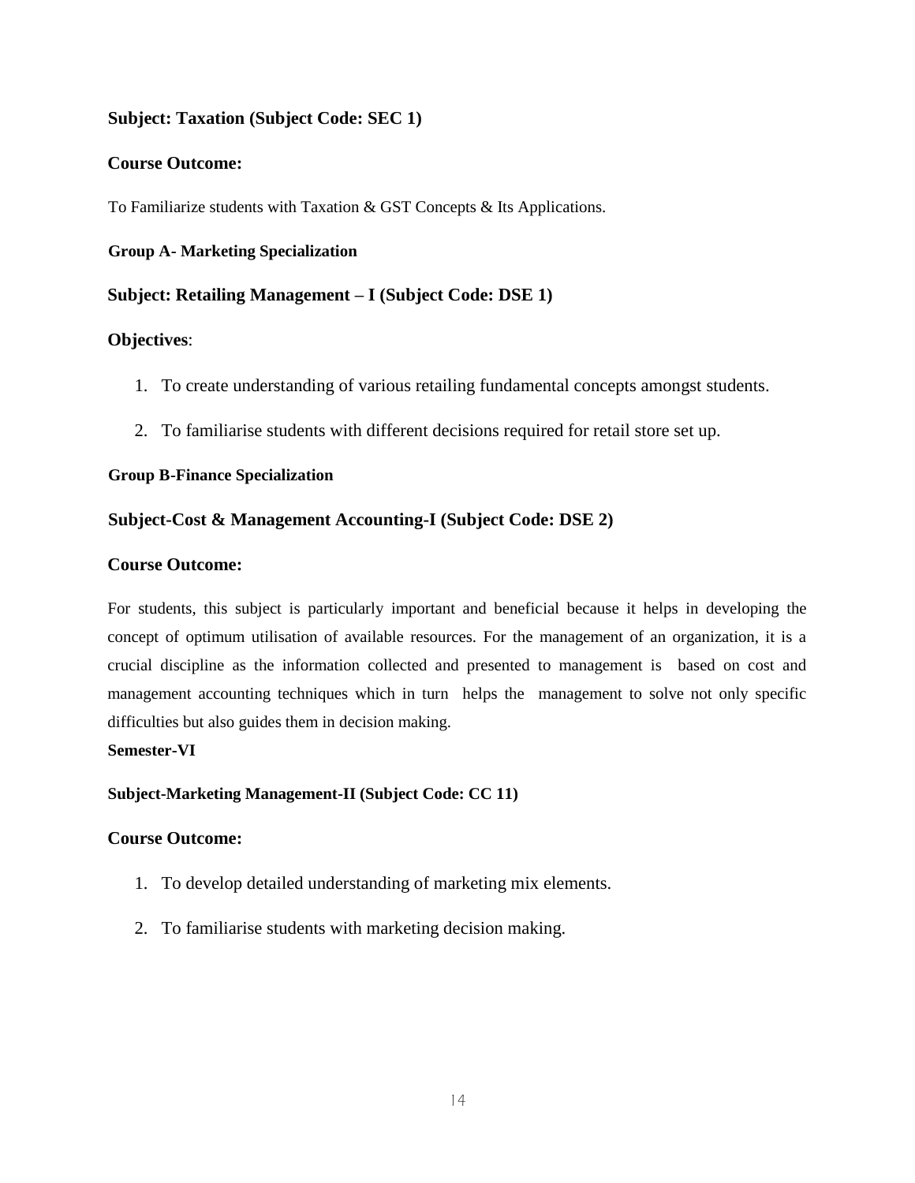**Subject: Taxation (Subject Code: SEC 1)**

**Course Outcome:**

To Familiarize students with Taxation & GST Concepts & Its Applications.

**Group A- Marketing Specialization**

**Subject: Retailing Management – I (Subject Code: DSE 1)**

**Objectives**:

1. To create understanding of various retailing fundamental concepts amongst students.
2. To familiarise students with different decisions required for retail store set up.

**Group B-Finance Specialization**

**Subject-Cost & Management Accounting-I (Subject Code: DSE 2)**

**Course Outcome:**

For students, this subject is particularly important and beneficial because it helps in developing the concept of optimum utilisation of available resources. For the management of an organization, it is a crucial discipline as the information collected and presented to management is based on cost and management accounting techniques which in turn helps the management to solve not only specific difficulties but also guides them in decision making.

**Semester-VI**

**Subject-Marketing Management-II (Subject Code: CC 11)**

**Course Outcome:**

1. To develop detailed understanding of marketing mix elements.
2. To familiarise students with marketing decision making.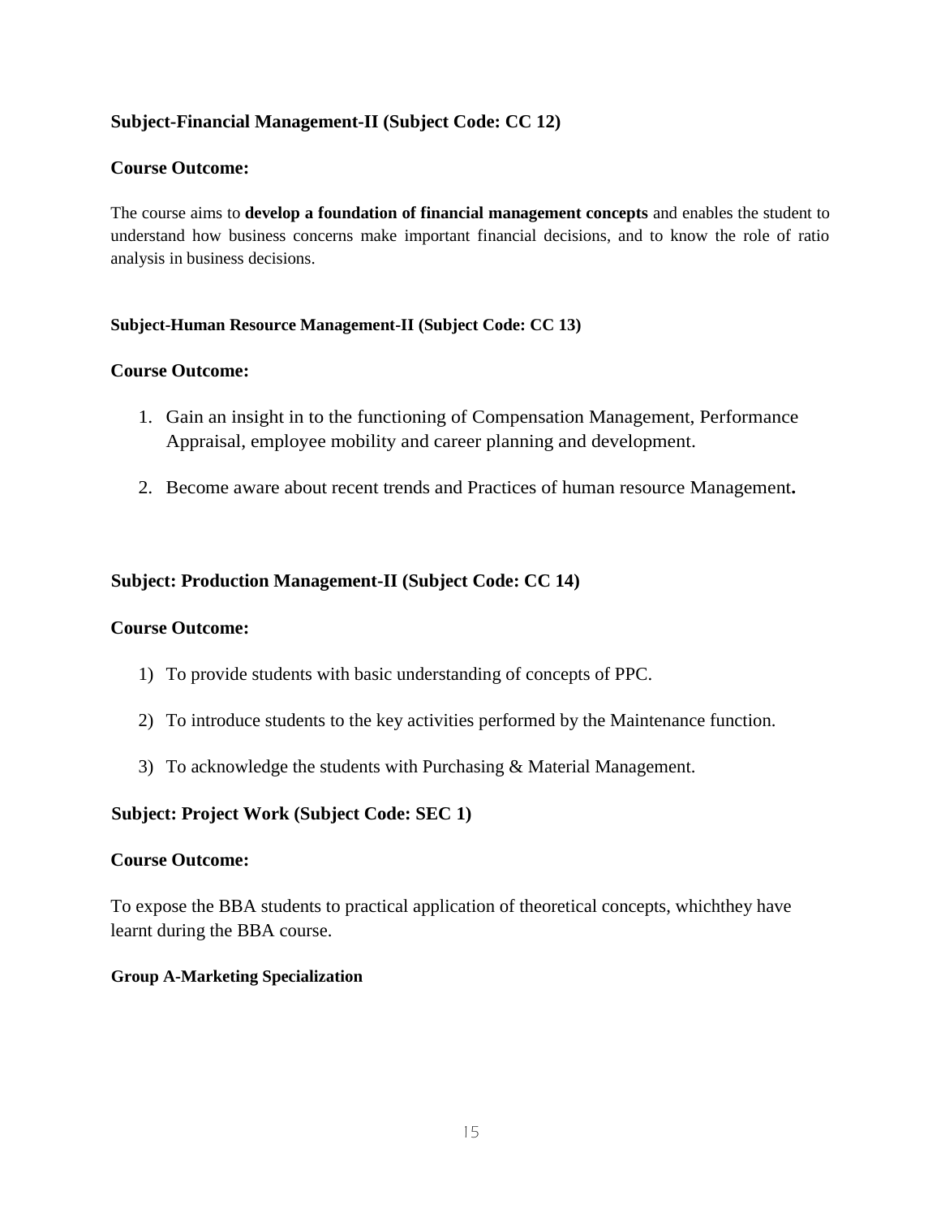### Subject-Financial Management-II (Subject Code: CC 12)

**Course Outcome:**

The course aims to **develop a foundation of financial management concepts** and enables the student to understand how business concerns make important financial decisions, and to know the role of ratio analysis in business decisions.

#### Subject-Human Resource Management-II (Subject Code: CC 13)

**Course Outcome:**

1. Gain an insight in to the functioning of Compensation Management, Performance Appraisal, employee mobility and career planning and development.
2. Become aware about recent trends and Practices of human resource Management**.**

### Subject: Production Management-II (Subject Code: CC 14)

**Course Outcome:**

1) To provide students with basic understanding of concepts of PPC.
2) To introduce students to the key activities performed by the Maintenance function.
3) To acknowledge the students with Purchasing & Material Management.

### Subject: Project Work (Subject Code: SEC 1)

**Course Outcome:**

To expose the BBA students to practical application of theoretical concepts, whichthey have learnt during the BBA course.

#### Group A-Marketing Specialization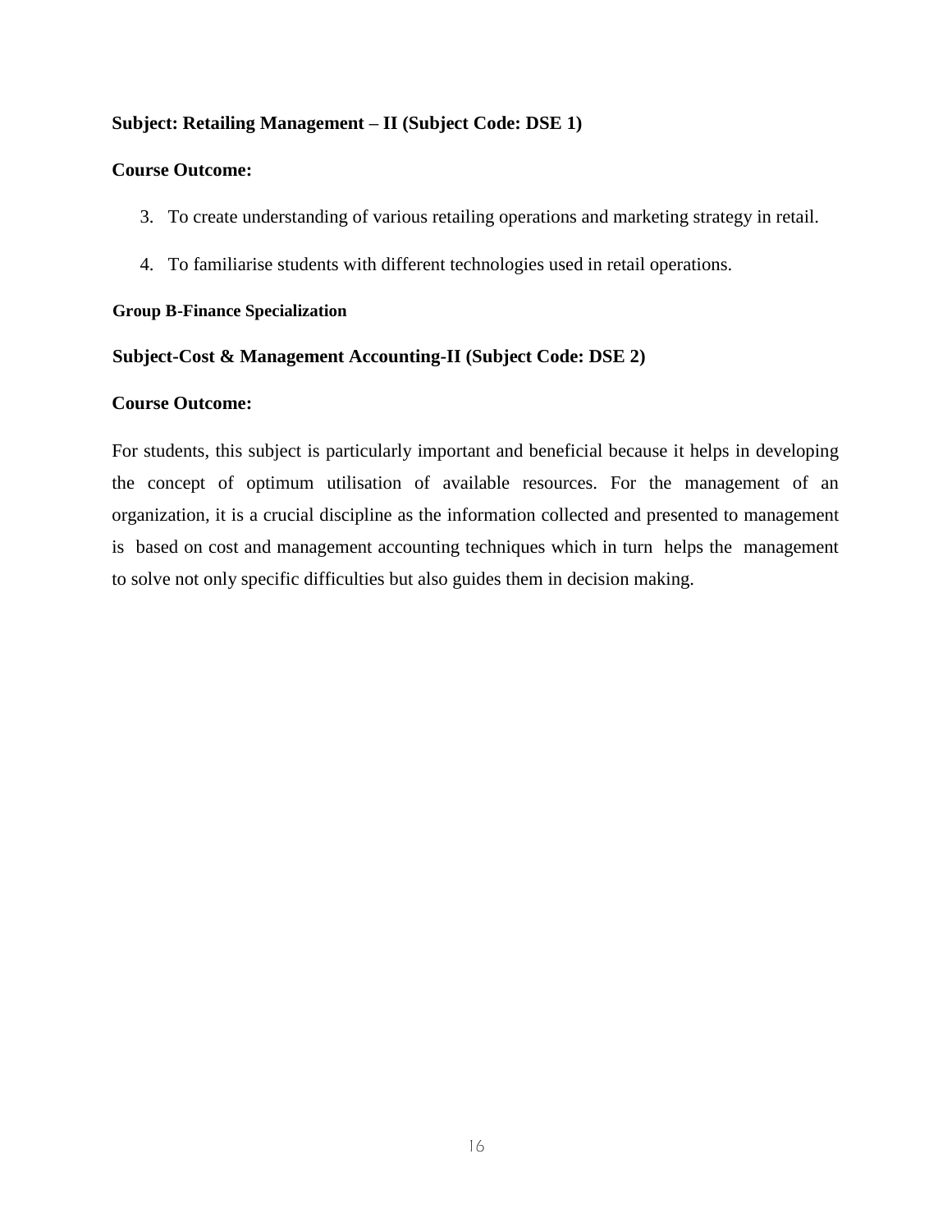**Subject: Retailing Management – II (Subject Code: DSE 1)**

**Course Outcome:**

3. To create understanding of various retailing operations and marketing strategy in retail.
4. To familiarise students with different technologies used in retail operations.

**Group B-Finance Specialization**

**Subject-Cost & Management Accounting-II (Subject Code: DSE 2)**

**Course Outcome:**

For students, this subject is particularly important and beneficial because it helps in developing the concept of optimum utilisation of available resources. For the management of an organization, it is a crucial discipline as the information collected and presented to management is based on cost and management accounting techniques which in turn helps the management to solve not only specific difficulties but also guides them in decision making.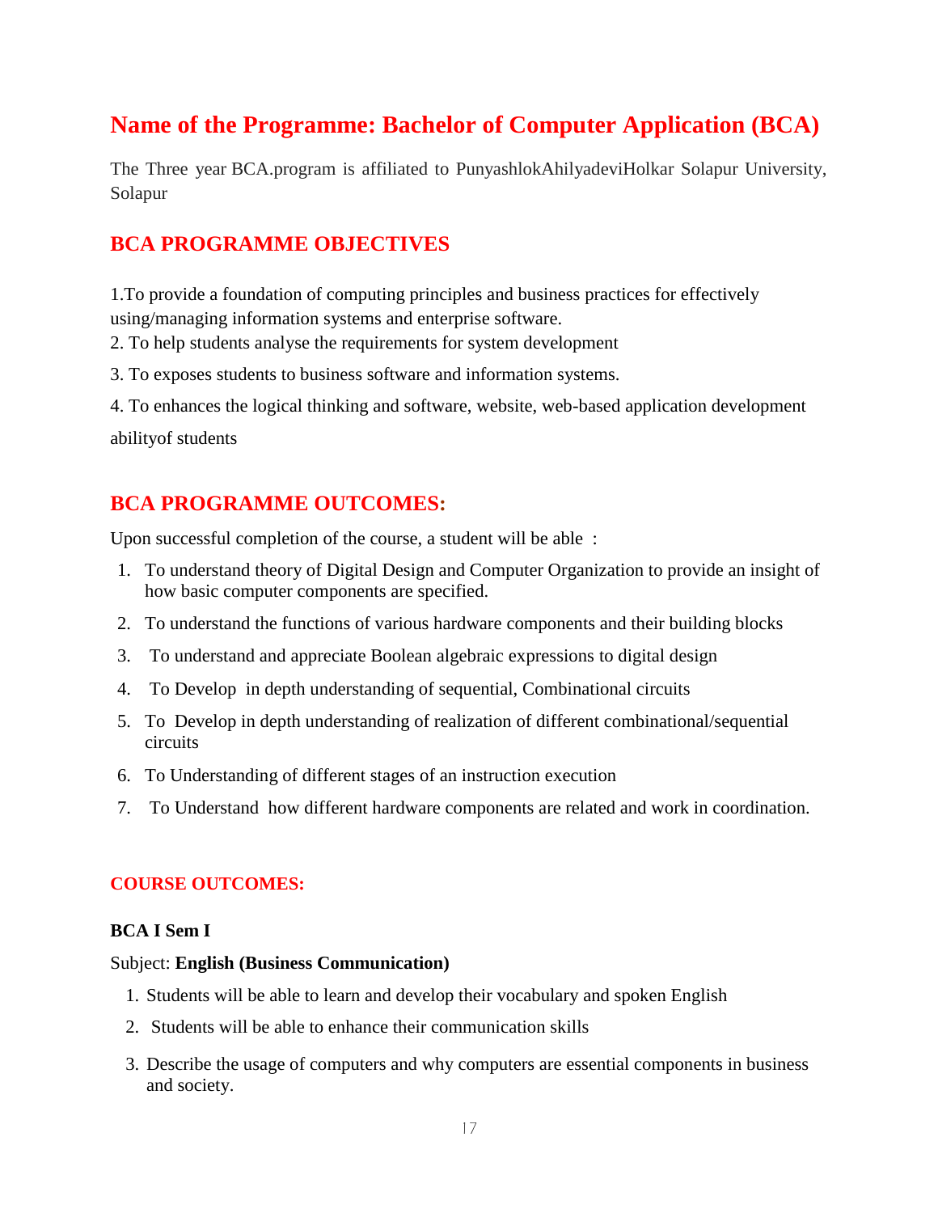# Name of the Programme: Bachelor of Computer Application (BCA)

The Three year BCA.program is affiliated to PunyashlokAhilyadeviHolkar Solapur University, Solapur

## BCA PROGRAMME OBJECTIVES

1.To provide a foundation of computing principles and business practices for effectively using/managing information systems and enterprise software.

2. To help students analyse the requirements for system development

3. To exposes students to business software and information systems.

4. To enhances the logical thinking and software, website, web-based application development abilityof students

## BCA PROGRAMME OUTCOMES:

Upon successful completion of the course, a student will be able :

1. To understand theory of Digital Design and Computer Organization to provide an insight of how basic computer components are specified.
2. To understand the functions of various hardware components and their building blocks
3. To understand and appreciate Boolean algebraic expressions to digital design
4. To Develop in depth understanding of sequential, Combinational circuits
5. To Develop in depth understanding of realization of different combinational/sequential circuits
6. To Understanding of different stages of an instruction execution
7. To Understand how different hardware components are related and work in coordination.

### COURSE OUTCOMES:

**BCA I Sem I**

Subject: **English (Business Communication)**

1. Students will be able to learn and develop their vocabulary and spoken English
2. Students will be able to enhance their communication skills
3. Describe the usage of computers and why computers are essential components in business and society.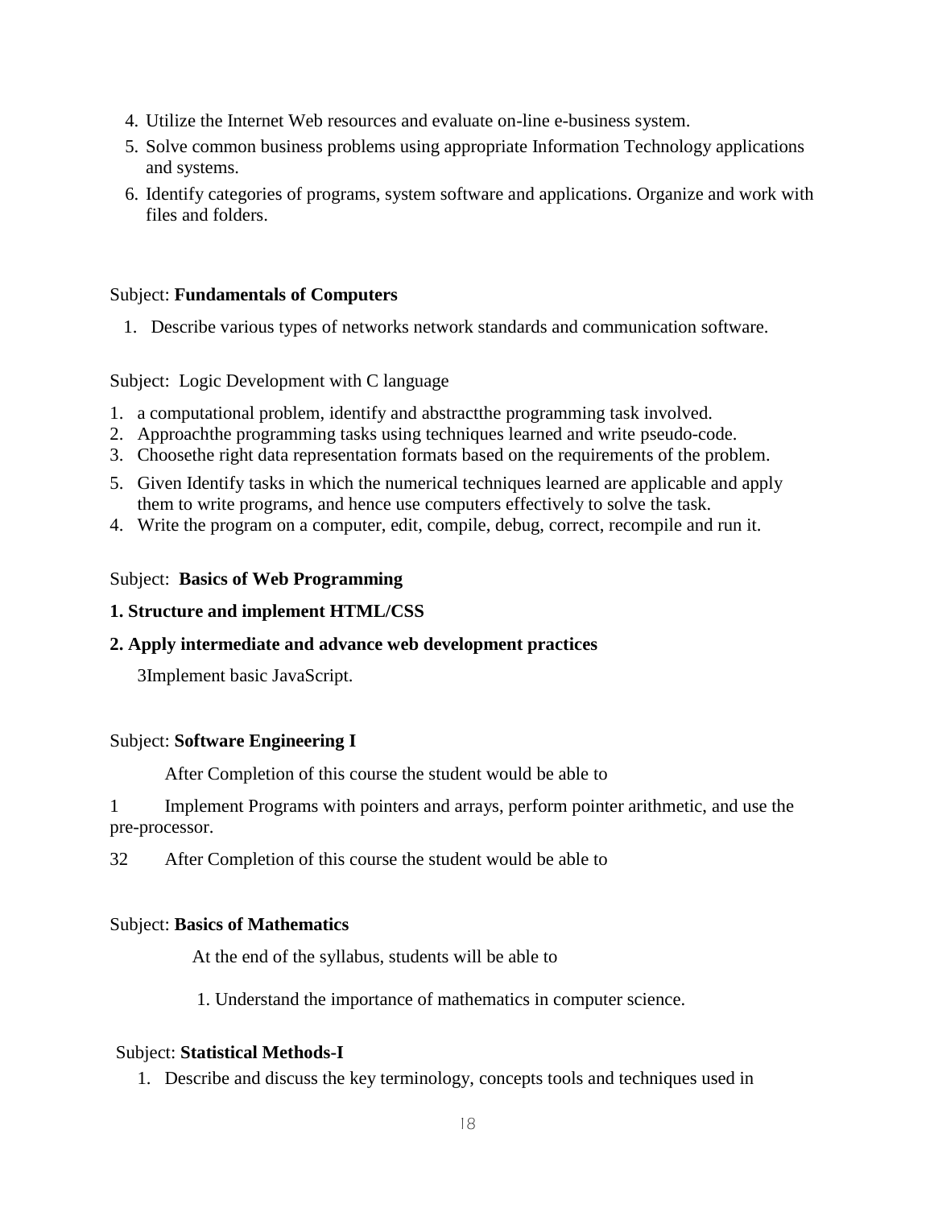4. Utilize the Internet Web resources and evaluate on-line e-business system.
5. Solve common business problems using appropriate Information Technology applications and systems.
6. Identify categories of programs, system software and applications. Organize and work with files and folders.

Subject: **Fundamentals of Computers**

1. Describe various types of networks network standards and communication software.

Subject: Logic Development with C language

1. a computational problem, identify and abstractthe programming task involved.
2. Approachthe programming tasks using techniques learned and write pseudo-code.
3. Choosethe right data representation formats based on the requirements of the problem.
5. Given Identify tasks in which the numerical techniques learned are applicable and apply them to write programs, and hence use computers effectively to solve the task.
4. Write the program on a computer, edit, compile, debug, correct, recompile and run it.

Subject: **Basics of Web Programming**

**1. Structure and implement HTML/CSS**

**2. Apply intermediate and advance web development practices**

3Implement basic JavaScript.

Subject: **Software Engineering I**

After Completion of this course the student would be able to

1 Implement Programs with pointers and arrays, perform pointer arithmetic, and use the pre-processor.

32 After Completion of this course the student would be able to

Subject: **Basics of Mathematics**

At the end of the syllabus, students will be able to

1. Understand the importance of mathematics in computer science.

Subject: **Statistical Methods-I**

1. Describe and discuss the key terminology, concepts tools and techniques used in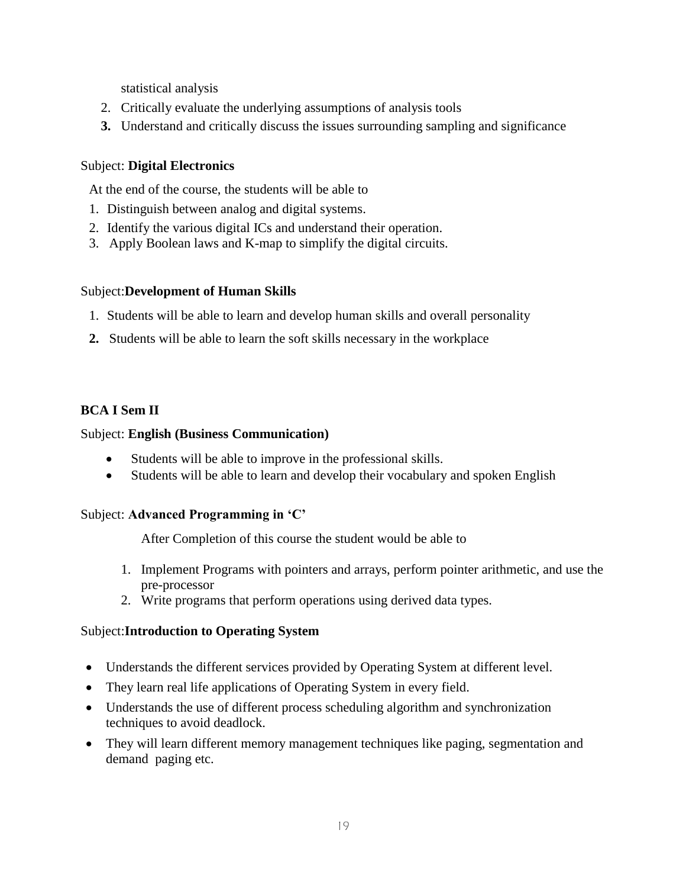statistical analysis

2. Critically evaluate the underlying assumptions of analysis tools
3. Understand and critically discuss the issues surrounding sampling and significance

Subject: **Digital Electronics**

At the end of the course, the students will be able to

1. Distinguish between analog and digital systems.
2. Identify the various digital ICs and understand their operation.
3. Apply Boolean laws and K-map to simplify the digital circuits.

Subject:**Development of Human Skills**

1. Students will be able to learn and develop human skills and overall personality
2. Students will be able to learn the soft skills necessary in the workplace

**BCA I Sem II**

Subject: **English (Business Communication)**

- Students will be able to improve in the professional skills.
- Students will be able to learn and develop their vocabulary and spoken English

Subject: **Advanced Programming in 'C'**

After Completion of this course the student would be able to

1. Implement Programs with pointers and arrays, perform pointer arithmetic, and use the pre-processor
2. Write programs that perform operations using derived data types.

Subject:**Introduction to Operating System**

- Understands the different services provided by Operating System at different level.
- They learn real life applications of Operating System in every field.
- Understands the use of different process scheduling algorithm and synchronization techniques to avoid deadlock.
- They will learn different memory management techniques like paging, segmentation and demand paging etc.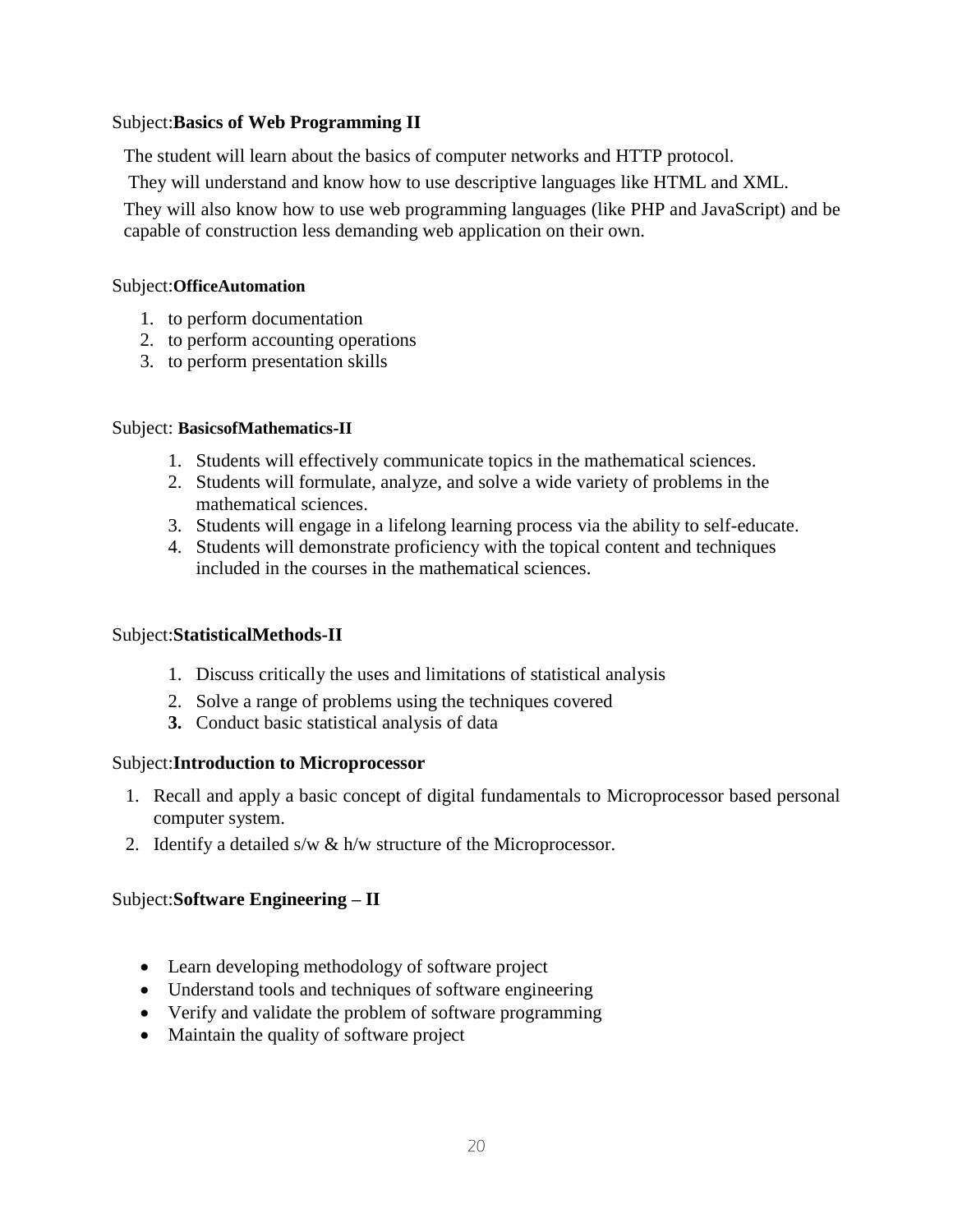Subject:**Basics of Web Programming II**

The student will learn about the basics of computer networks and HTTP protocol.

They will understand and know how to use descriptive languages like HTML and XML.

They will also know how to use web programming languages (like PHP and JavaScript) and be capable of construction less demanding web application on their own.

Subject:**OfficeAutomation**

1. to perform documentation
2. to perform accounting operations
3. to perform presentation skills

Subject: **BasicsofMathematics-II**

1. Students will effectively communicate topics in the mathematical sciences.
2. Students will formulate, analyze, and solve a wide variety of problems in the mathematical sciences.
3. Students will engage in a lifelong learning process via the ability to self-educate.
4. Students will demonstrate proficiency with the topical content and techniques included in the courses in the mathematical sciences.

Subject:**StatisticalMethods-II**

1. Discuss critically the uses and limitations of statistical analysis
2. Solve a range of problems using the techniques covered
3. Conduct basic statistical analysis of data

Subject:**Introduction to Microprocessor**

1. Recall and apply a basic concept of digital fundamentals to Microprocessor based personal computer system.
2. Identify a detailed s/w & h/w structure of the Microprocessor.

Subject:**Software Engineering – II**

- Learn developing methodology of software project
- Understand tools and techniques of software engineering
- Verify and validate the problem of software programming
- Maintain the quality of software project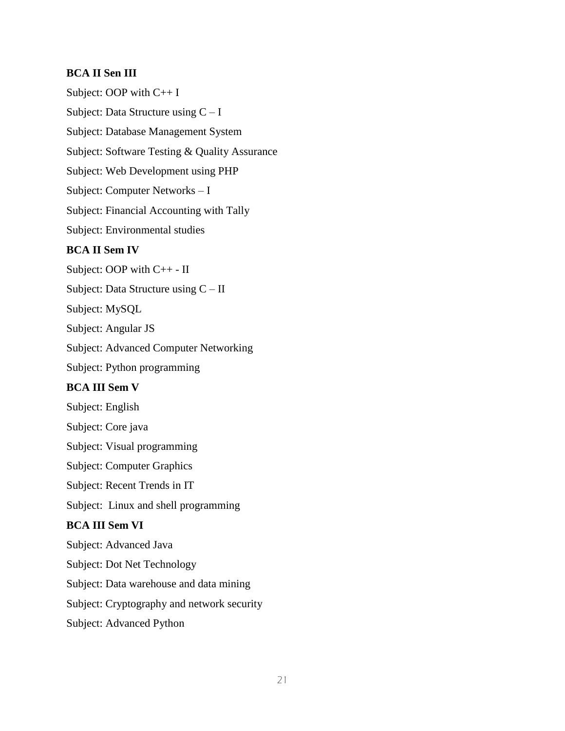**BCA II Sen III**

Subject: OOP with C++ I

Subject: Data Structure using C – I

Subject: Database Management System

Subject: Software Testing & Quality Assurance

Subject: Web Development using PHP

Subject: Computer Networks – I

Subject: Financial Accounting with Tally

Subject: Environmental studies

**BCA II Sem IV**

Subject: OOP with C++ - II

Subject: Data Structure using C – II

Subject: MySQL

Subject: Angular JS

Subject: Advanced Computer Networking

Subject: Python programming

**BCA III Sem V**

Subject: English

Subject: Core java

Subject: Visual programming

Subject: Computer Graphics

Subject: Recent Trends in IT

Subject: Linux and shell programming

**BCA III Sem VI**

Subject: Advanced Java

Subject: Dot Net Technology

Subject: Data warehouse and data mining

Subject: Cryptography and network security

Subject: Advanced Python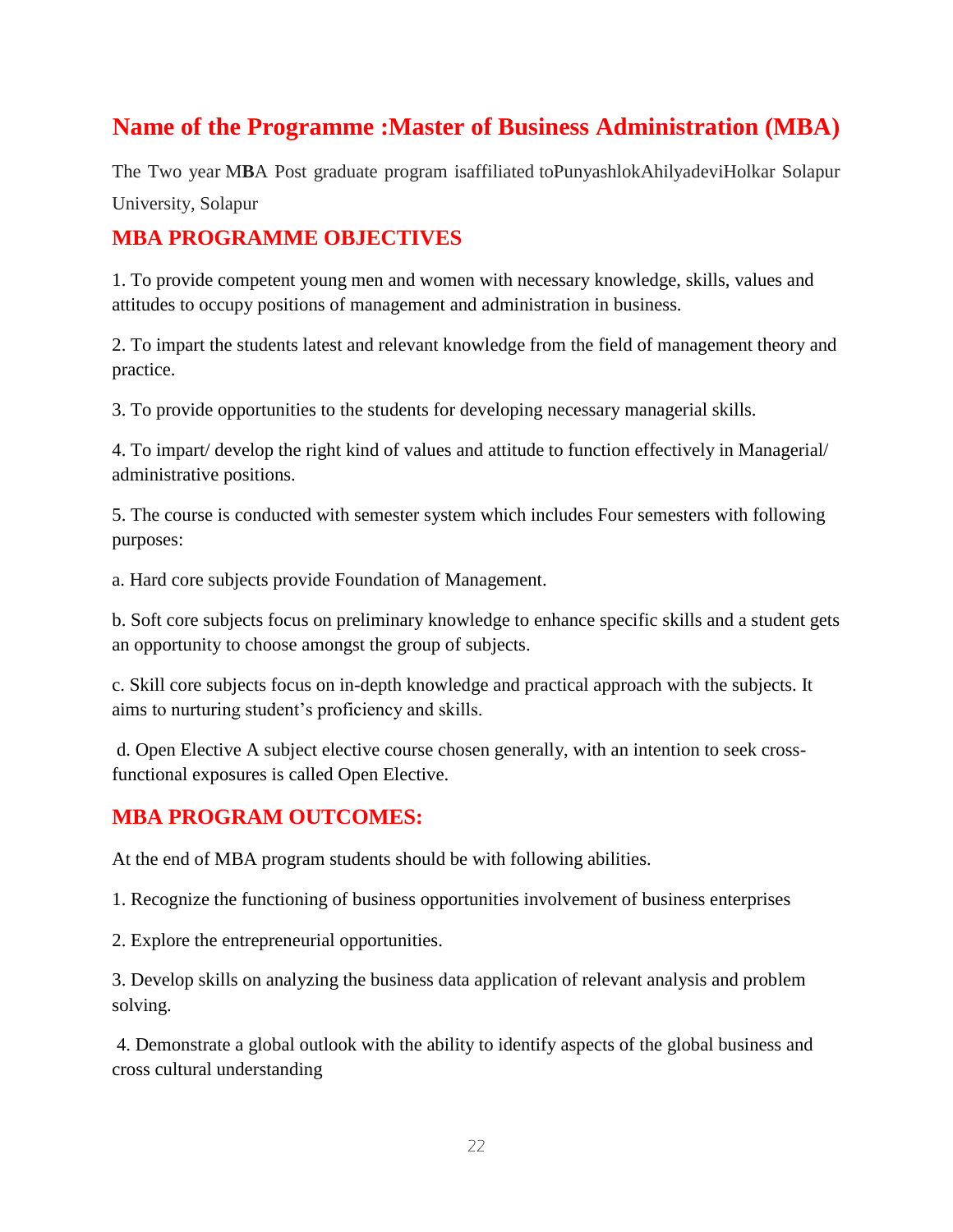## Name of the Programme :Master of Business Administration (MBA)

The Two year MBA Post graduate program isaffiliated toPunyashlokAhilyadeviHolkar Solapur University, Solapur

### MBA PROGRAMME OBJECTIVES

1. To provide competent young men and women with necessary knowledge, skills, values and attitudes to occupy positions of management and administration in business.

2. To impart the students latest and relevant knowledge from the field of management theory and practice.

3. To provide opportunities to the students for developing necessary managerial skills.

4. To impart/ develop the right kind of values and attitude to function effectively in Managerial/ administrative positions.

5. The course is conducted with semester system which includes Four semesters with following purposes:

a. Hard core subjects provide Foundation of Management.

b. Soft core subjects focus on preliminary knowledge to enhance specific skills and a student gets an opportunity to choose amongst the group of subjects.

c. Skill core subjects focus on in-depth knowledge and practical approach with the subjects. It aims to nurturing student's proficiency and skills.

d. Open Elective A subject elective course chosen generally, with an intention to seek cross-functional exposures is called Open Elective.

### MBA PROGRAM OUTCOMES:

At the end of MBA program students should be with following abilities.

1. Recognize the functioning of business opportunities involvement of business enterprises

2. Explore the entrepreneurial opportunities.

3. Develop skills on analyzing the business data application of relevant analysis and problem solving.

4. Demonstrate a global outlook with the ability to identify aspects of the global business and cross cultural understanding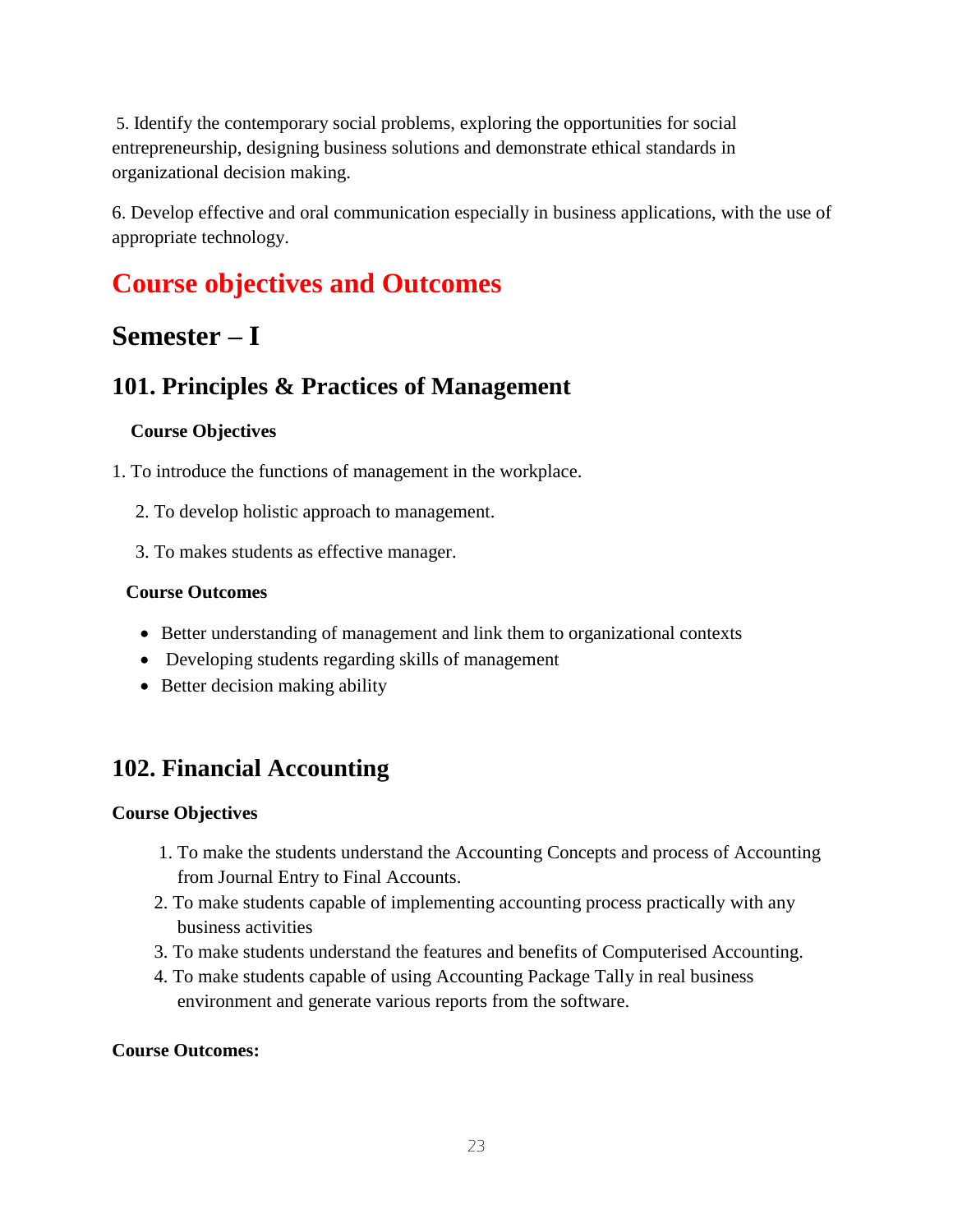5. Identify the contemporary social problems, exploring the opportunities for social entrepreneurship, designing business solutions and demonstrate ethical standards in organizational decision making.

6. Develop effective and oral communication especially in business applications, with the use of appropriate technology.

# Course objectives and Outcomes

# Semester – I

## 101. Principles & Practices of Management

**Course Objectives**

1. To introduce the functions of management in the workplace.
2. To develop holistic approach to management.
3. To makes students as effective manager.

**Course Outcomes**

- Better understanding of management and link them to organizational contexts
- Developing students regarding skills of management
- Better decision making ability

## 102. Financial Accounting

**Course Objectives**

1. To make the students understand the Accounting Concepts and process of Accounting from Journal Entry to Final Accounts.
2. To make students capable of implementing accounting process practically with any business activities
3. To make students understand the features and benefits of Computerised Accounting.
4. To make students capable of using Accounting Package Tally in real business environment and generate various reports from the software.

**Course Outcomes:**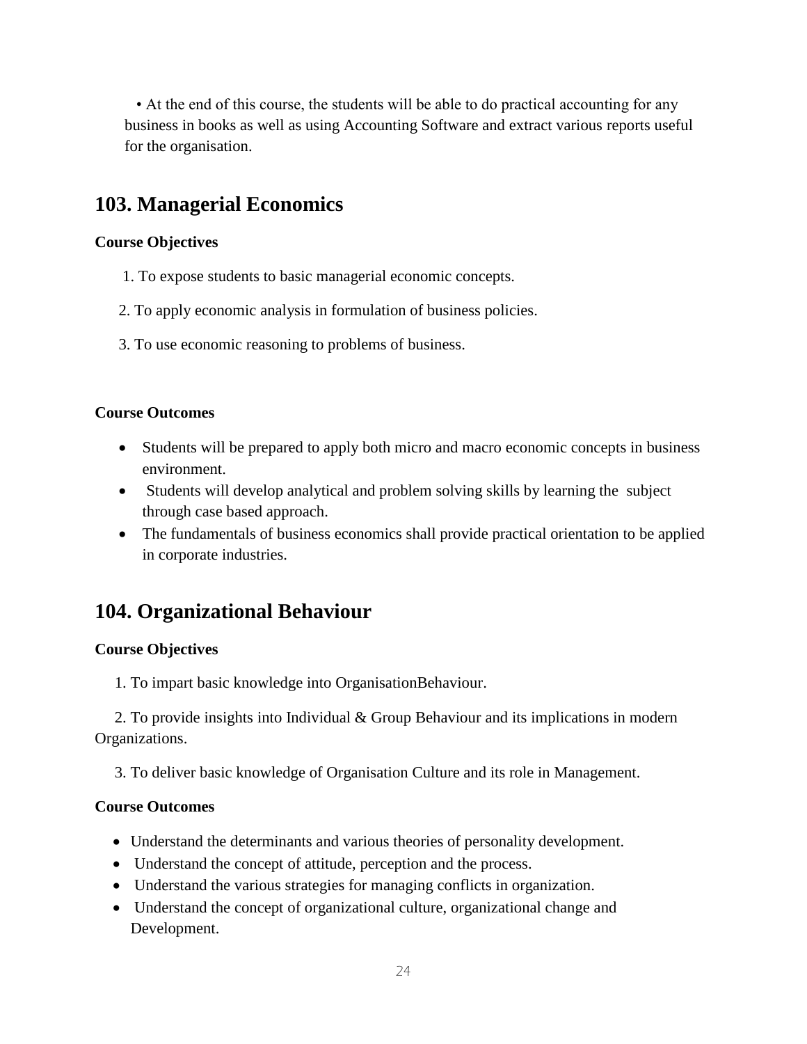- At the end of this course, the students will be able to do practical accounting for any business in books as well as using Accounting Software and extract various reports useful for the organisation.

## 103. Managerial Economics

**Course Objectives**

1. To expose students to basic managerial economic concepts.
2. To apply economic analysis in formulation of business policies.
3. To use economic reasoning to problems of business.

**Course Outcomes**

- Students will be prepared to apply both micro and macro economic concepts in business environment.
- Students will develop analytical and problem solving skills by learning the subject through case based approach.
- The fundamentals of business economics shall provide practical orientation to be applied in corporate industries.

## 104. Organizational Behaviour

**Course Objectives**

1. To impart basic knowledge into OrganisationBehaviour.
2. To provide insights into Individual & Group Behaviour and its implications in modern Organizations.
3. To deliver basic knowledge of Organisation Culture and its role in Management.

**Course Outcomes**

- Understand the determinants and various theories of personality development.
- Understand the concept of attitude, perception and the process.
- Understand the various strategies for managing conflicts in organization.
- Understand the concept of organizational culture, organizational change and Development.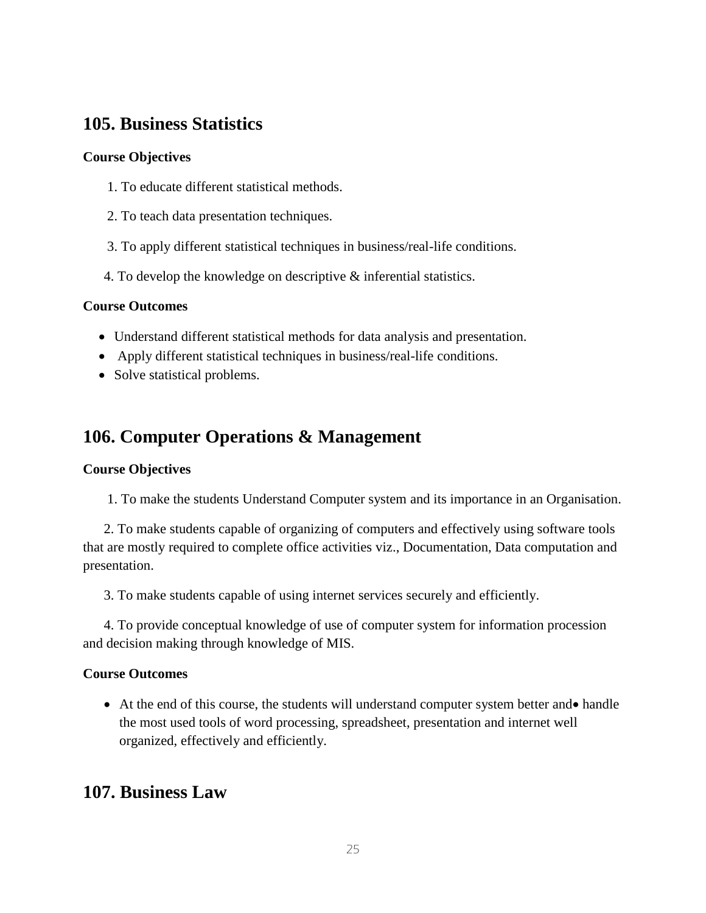## 105. Business Statistics

**Course Objectives**

1. To educate different statistical methods.

2. To teach data presentation techniques.

3. To apply different statistical techniques in business/real-life conditions.

4. To develop the knowledge on descriptive & inferential statistics.

**Course Outcomes**

- Understand different statistical methods for data analysis and presentation.
- Apply different statistical techniques in business/real-life conditions.
- Solve statistical problems.

## 106. Computer Operations & Management

**Course Objectives**

1. To make the students Understand Computer system and its importance in an Organisation.

2. To make students capable of organizing of computers and effectively using software tools that are mostly required to complete office activities viz., Documentation, Data computation and presentation.

3. To make students capable of using internet services securely and efficiently.

4. To provide conceptual knowledge of use of computer system for information procession and decision making through knowledge of MIS.

**Course Outcomes**

- At the end of this course, the students will understand computer system better and• handle the most used tools of word processing, spreadsheet, presentation and internet well organized, effectively and efficiently.

## 107. Business Law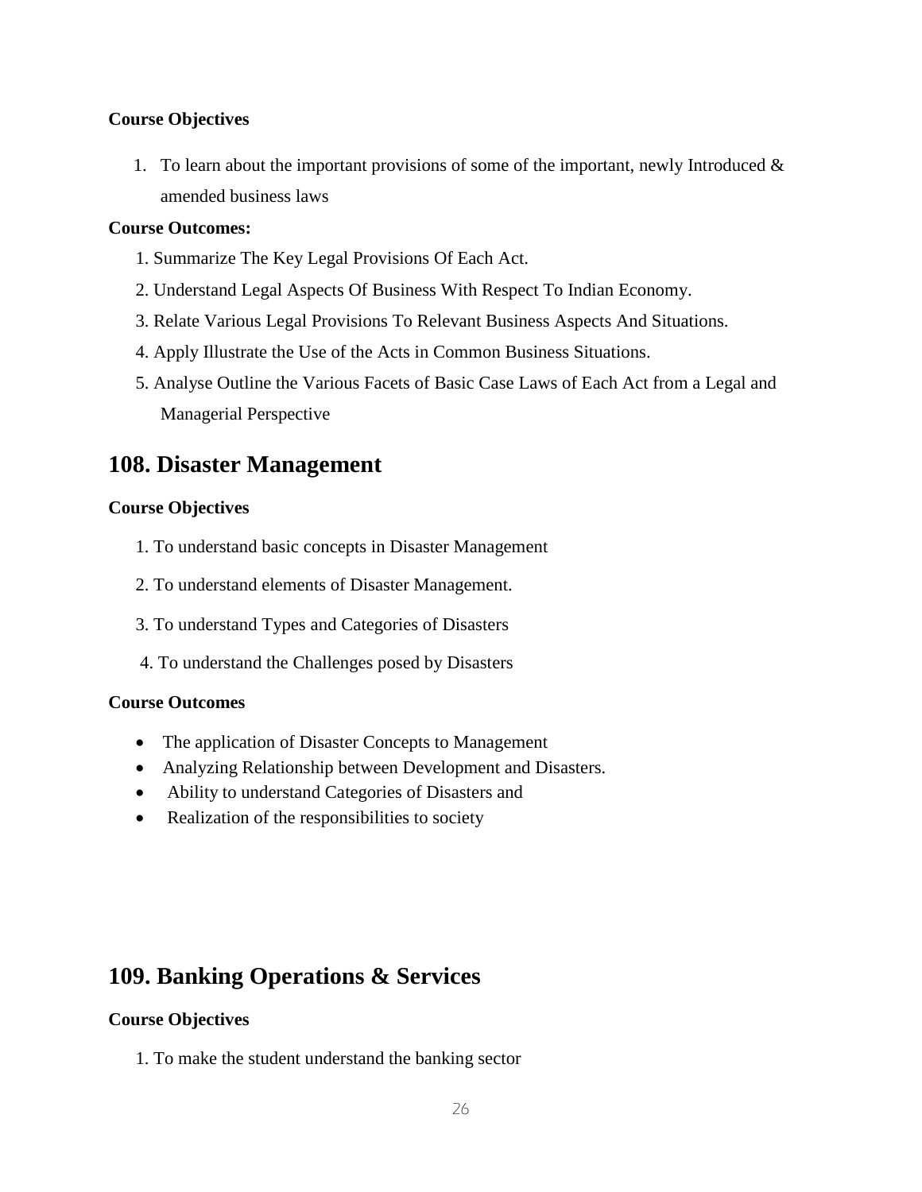**Course Objectives**

1. To learn about the important provisions of some of the important, newly Introduced & amended business laws

**Course Outcomes:**

1. Summarize The Key Legal Provisions Of Each Act.
2. Understand Legal Aspects Of Business With Respect To Indian Economy.
3. Relate Various Legal Provisions To Relevant Business Aspects And Situations.
4. Apply Illustrate the Use of the Acts in Common Business Situations.
5. Analyse Outline the Various Facets of Basic Case Laws of Each Act from a Legal and Managerial Perspective

## 108. Disaster Management

**Course Objectives**

1. To understand basic concepts in Disaster Management
2. To understand elements of Disaster Management.
3. To understand Types and Categories of Disasters
4. To understand the Challenges posed by Disasters

**Course Outcomes**

- The application of Disaster Concepts to Management
- Analyzing Relationship between Development and Disasters.
- Ability to understand Categories of Disasters and
- Realization of the responsibilities to society

## 109. Banking Operations & Services

**Course Objectives**

1. To make the student understand the banking sector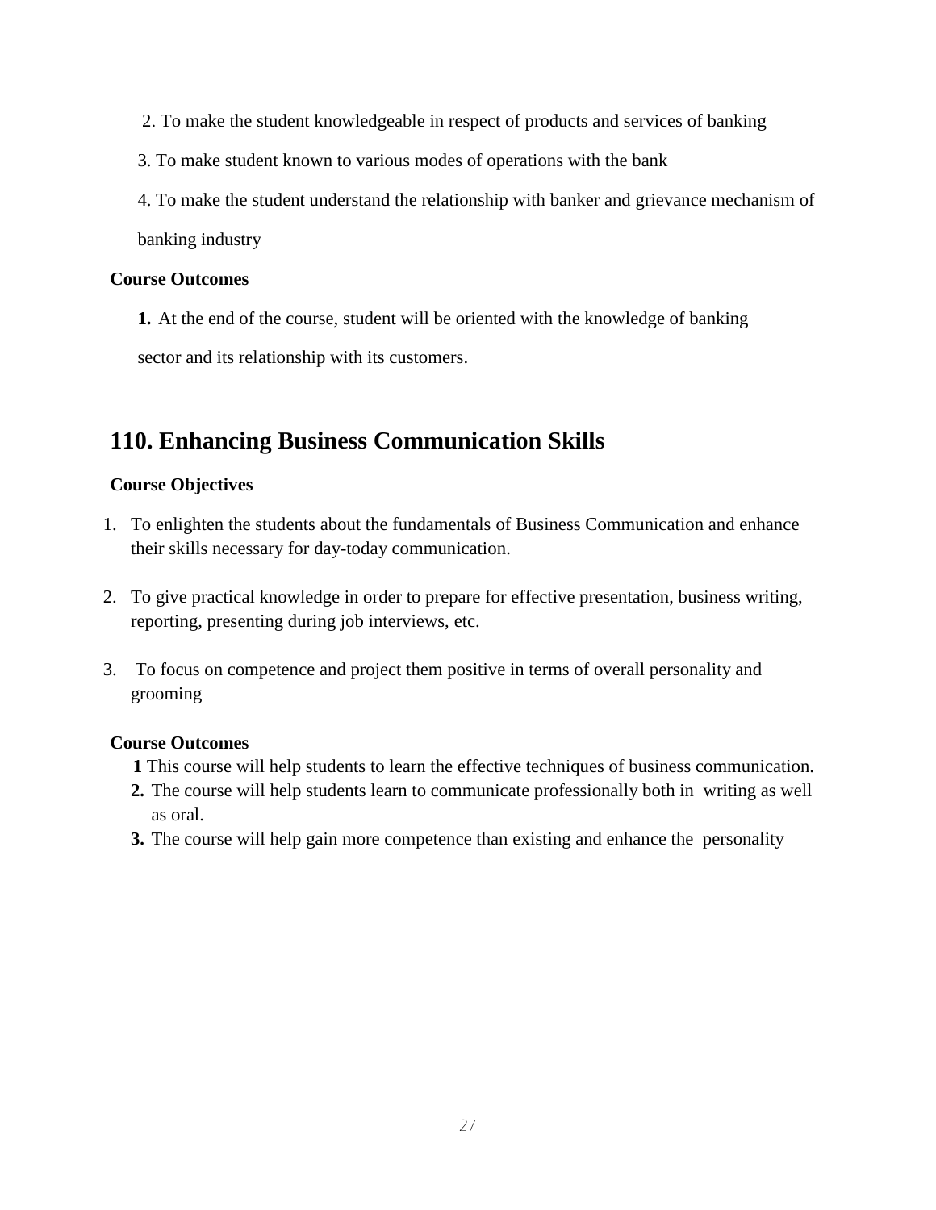2. To make the student knowledgeable in respect of products and services of banking

3. To make student known to various modes of operations with the bank

4. To make the student understand the relationship with banker and grievance mechanism of banking industry

**Course Outcomes**

**1.** At the end of the course, student will be oriented with the knowledge of banking sector and its relationship with its customers.

## 110. Enhancing Business Communication Skills

**Course Objectives**

1. To enlighten the students about the fundamentals of Business Communication and enhance their skills necessary for day-today communication.

2. To give practical knowledge in order to prepare for effective presentation, business writing, reporting, presenting during job interviews, etc.

3. To focus on competence and project them positive in terms of overall personality and grooming

**Course Outcomes**

**1** This course will help students to learn the effective techniques of business communication.

**2.** The course will help students learn to communicate professionally both in writing as well as oral.

**3.** The course will help gain more competence than existing and enhance the personality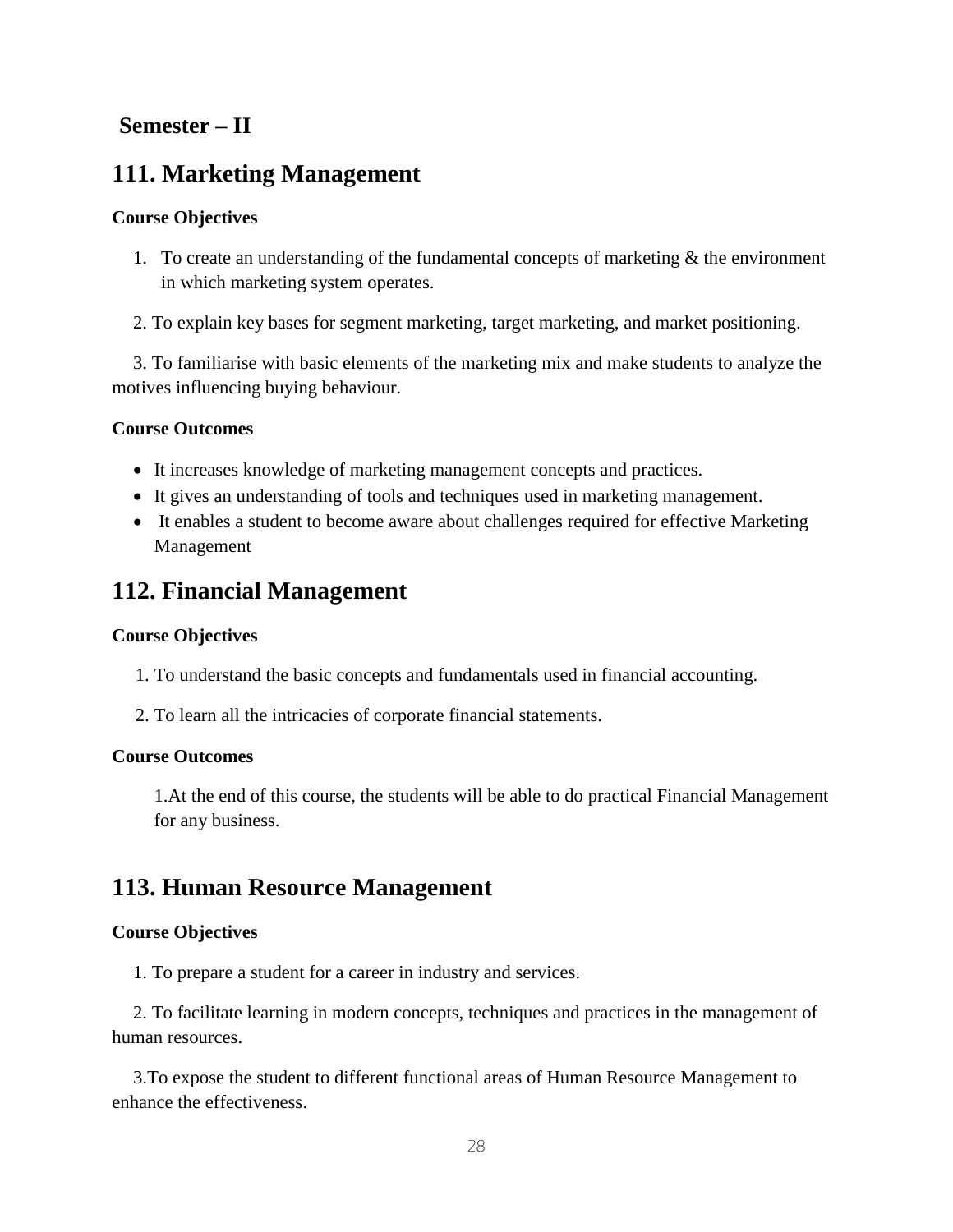## Semester – II

## 111. Marketing Management

**Course Objectives**

1. To create an understanding of the fundamental concepts of marketing & the environment in which marketing system operates.
2. To explain key bases for segment marketing, target marketing, and market positioning.
3. To familiarise with basic elements of the marketing mix and make students to analyze the motives influencing buying behaviour.

**Course Outcomes**

- It increases knowledge of marketing management concepts and practices.
- It gives an understanding of tools and techniques used in marketing management.
- It enables a student to become aware about challenges required for effective Marketing Management

## 112. Financial Management

**Course Objectives**

1. To understand the basic concepts and fundamentals used in financial accounting.
2. To learn all the intricacies of corporate financial statements.

**Course Outcomes**

1. At the end of this course, the students will be able to do practical Financial Management for any business.

## 113. Human Resource Management

**Course Objectives**

1. To prepare a student for a career in industry and services.
2. To facilitate learning in modern concepts, techniques and practices in the management of human resources.
3. To expose the student to different functional areas of Human Resource Management to enhance the effectiveness.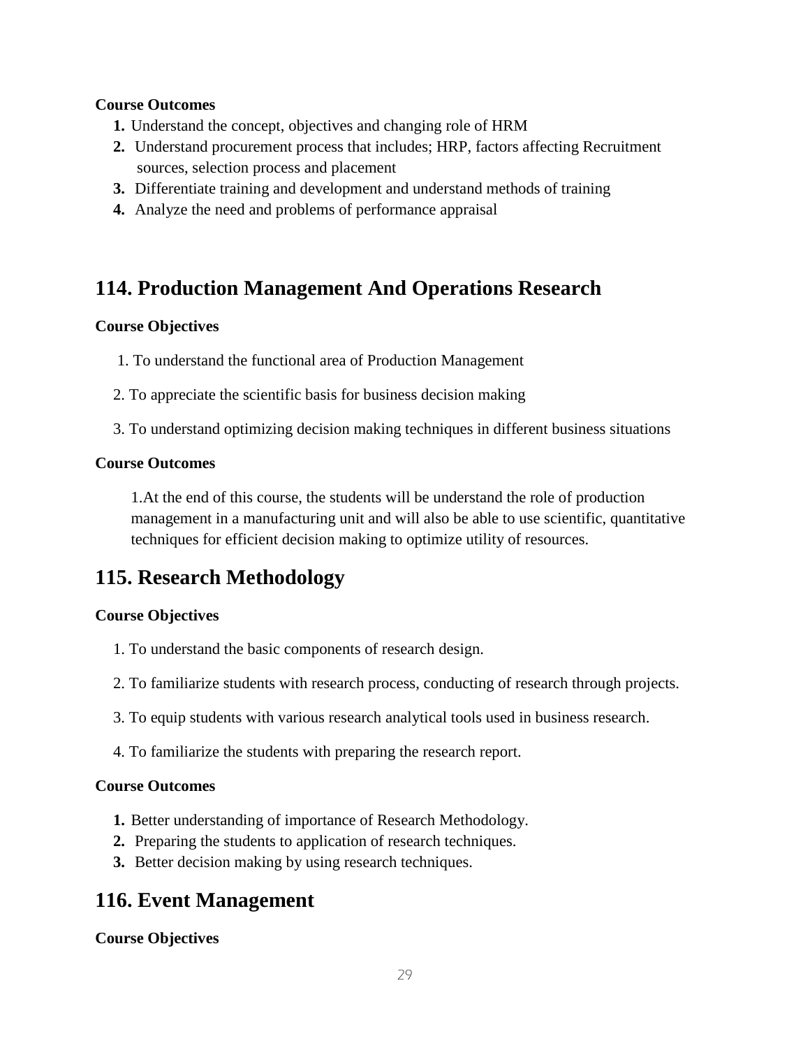**Course Outcomes**

1. Understand the concept, objectives and changing role of HRM
2. Understand procurement process that includes; HRP, factors affecting Recruitment sources, selection process and placement
3. Differentiate training and development and understand methods of training
4. Analyze the need and problems of performance appraisal

## 114. Production Management And Operations Research

**Course Objectives**

1. To understand the functional area of Production Management
2. To appreciate the scientific basis for business decision making
3. To understand optimizing decision making techniques in different business situations

**Course Outcomes**

1.At the end of this course, the students will be understand the role of production management in a manufacturing unit and will also be able to use scientific, quantitative techniques for efficient decision making to optimize utility of resources.

## 115. Research Methodology

**Course Objectives**

1. To understand the basic components of research design.
2. To familiarize students with research process, conducting of research through projects.
3. To equip students with various research analytical tools used in business research.
4. To familiarize the students with preparing the research report.

**Course Outcomes**

1. Better understanding of importance of Research Methodology.
2. Preparing the students to application of research techniques.
3. Better decision making by using research techniques.

## 116. Event Management

**Course Objectives**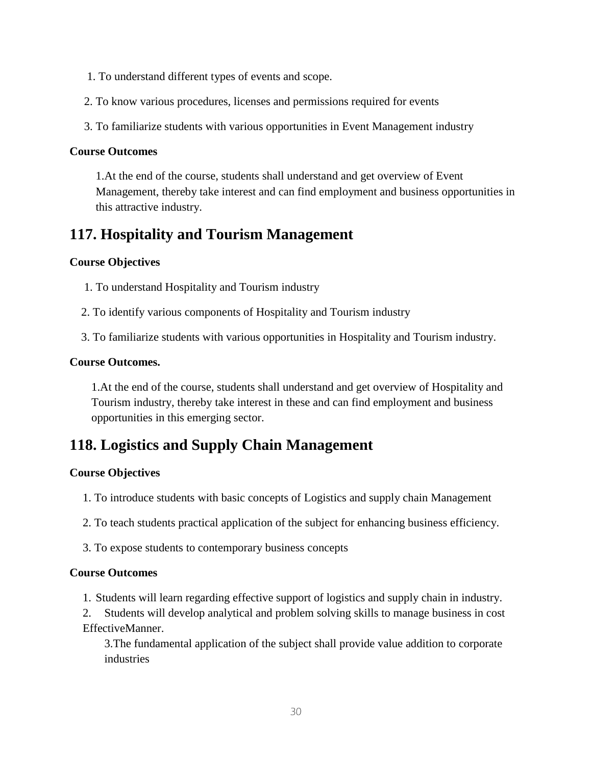1. To understand different types of events and scope.
2. To know various procedures, licenses and permissions required for events
3. To familiarize students with various opportunities in Event Management industry

**Course Outcomes**

1.At the end of the course, students shall understand and get overview of Event Management, thereby take interest and can find employment and business opportunities in this attractive industry.

## 117. Hospitality and Tourism Management

**Course Objectives**

1. To understand Hospitality and Tourism industry
2. To identify various components of Hospitality and Tourism industry
3. To familiarize students with various opportunities in Hospitality and Tourism industry.

**Course Outcomes.**

1.At the end of the course, students shall understand and get overview of Hospitality and Tourism industry, thereby take interest in these and can find employment and business opportunities in this emerging sector.

## 118. Logistics and Supply Chain Management

**Course Objectives**

1. To introduce students with basic concepts of Logistics and supply chain Management
2. To teach students practical application of the subject for enhancing business efficiency.
3. To expose students to contemporary business concepts

**Course Outcomes**

1. Students will learn regarding effective support of logistics and supply chain in industry.
2. Students will develop analytical and problem solving skills to manage business in cost EffectiveManner.
3. The fundamental application of the subject shall provide value addition to corporate industries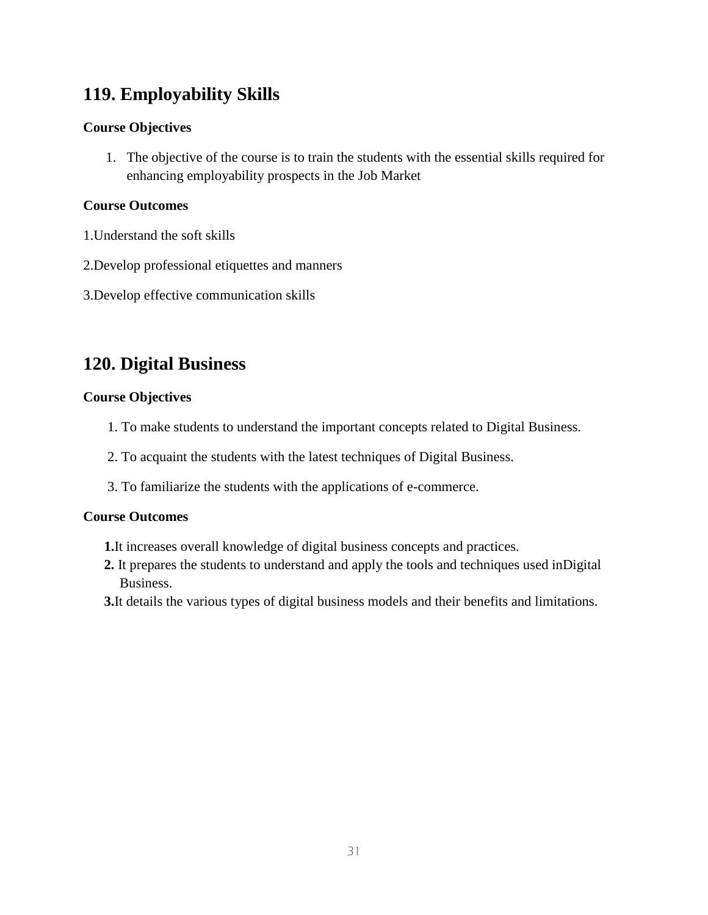## 119. Employability Skills

**Course Objectives**

1. The objective of the course is to train the students with the essential skills required for enhancing employability prospects in the Job Market

**Course Outcomes**

1.Understand the soft skills

2.Develop professional etiquettes and manners

3.Develop effective communication skills

## 120. Digital Business

**Course Objectives**

1. To make students to understand the important concepts related to Digital Business.

2. To acquaint the students with the latest techniques of Digital Business.

3. To familiarize the students with the applications of e-commerce.

**Course Outcomes**

**1.**It increases overall knowledge of digital business concepts and practices.

**2.** It prepares the students to understand and apply the tools and techniques used inDigital Business.

**3.**It details the various types of digital business models and their benefits and limitations.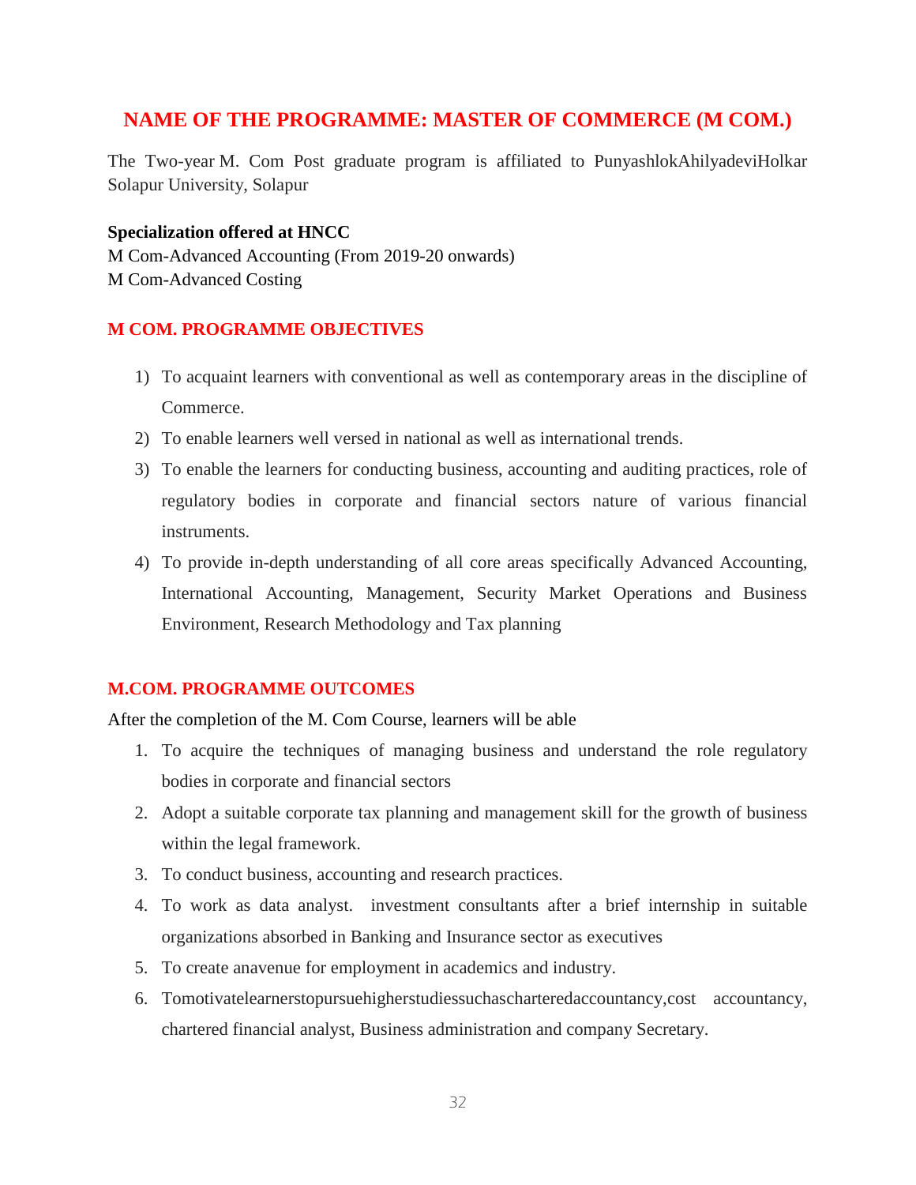# NAME OF THE PROGRAMME: MASTER OF COMMERCE (M COM.)

The Two-year M. Com Post graduate program is affiliated to PunyashlokAhilyadeviHolkar Solapur University, Solapur

**Specialization offered at HNCC**
M Com-Advanced Accounting (From 2019-20 onwards)
M Com-Advanced Costing

## M COM. PROGRAMME OBJECTIVES

1) To acquaint learners with conventional as well as contemporary areas in the discipline of Commerce.
2) To enable learners well versed in national as well as international trends.
3) To enable the learners for conducting business, accounting and auditing practices, role of regulatory bodies in corporate and financial sectors nature of various financial instruments.
4) To provide in-depth understanding of all core areas specifically Advanced Accounting, International Accounting, Management, Security Market Operations and Business Environment, Research Methodology and Tax planning

## M.COM. PROGRAMME OUTCOMES

After the completion of the M. Com Course, learners will be able

1. To acquire the techniques of managing business and understand the role regulatory bodies in corporate and financial sectors
2. Adopt a suitable corporate tax planning and management skill for the growth of business within the legal framework.
3. To conduct business, accounting and research practices.
4. To work as data analyst. investment consultants after a brief internship in suitable organizations absorbed in Banking and Insurance sector as executives
5. To create anavenue for employment in academics and industry.
6. Tomotivatelearnerstopursuehigherstudiessuchascharteredaccountancy,cost accountancy, chartered financial analyst, Business administration and company Secretary.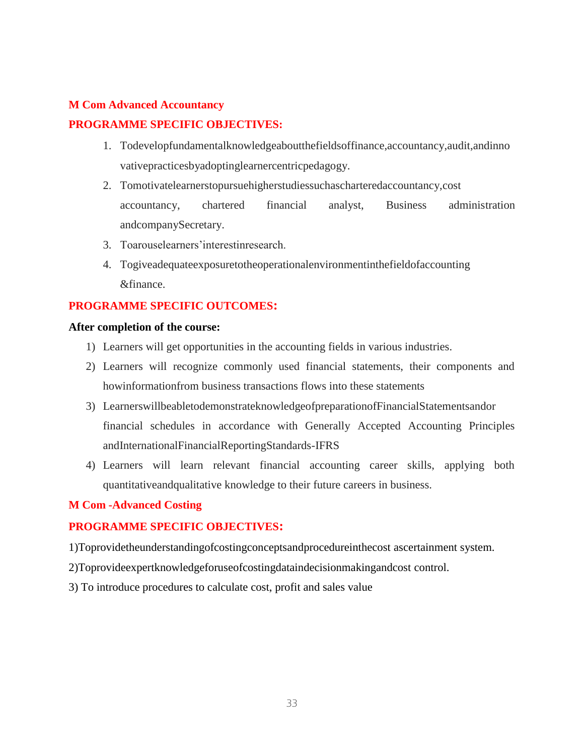**M Com Advanced Accountancy**

**PROGRAMME SPECIFIC OBJECTIVES:**

1. Todevelopfundamentalknowledgeaboutthefieldsoffinance,accountancy,audit,andinnovativepracticesbyadoptinglearnercentricpedagogy.
2. Tomotivatelearnerstopursuehigherstudiessuchascharteredaccountancy,cost accountancy, chartered financial analyst, Business administration andcompanySecretary.
3. Toarouselearners'interestinresearch.
4. Togiveadequateexposuretotheoperationalenvironmentinthefieldofaccounting &finance.

**PROGRAMME SPECIFIC OUTCOMES:**

**After completion of the course:**

1) Learners will get opportunities in the accounting fields in various industries.
2) Learners will recognize commonly used financial statements, their components and howinformationfrom business transactions flows into these statements
3) LearnerswillbeabletodemonstrateknowledgeofpreparationofFinancialStatementsandor financial schedules in accordance with Generally Accepted Accounting Principles andInternationalFinancialReportingStandards-IFRS
4) Learners will learn relevant financial accounting career skills, applying both quantitativeandqualitative knowledge to their future careers in business.

**M Com -Advanced Costing**

**PROGRAMME SPECIFIC OBJECTIVES:**

1)Toprovidetheunderstandingofcostingconceptsandprocedureinthecost ascertainment system.

2)Toprovideexpertknowledgeforuseofcostingdataindecisionmakingandcost control.

3) To introduce procedures to calculate cost, profit and sales value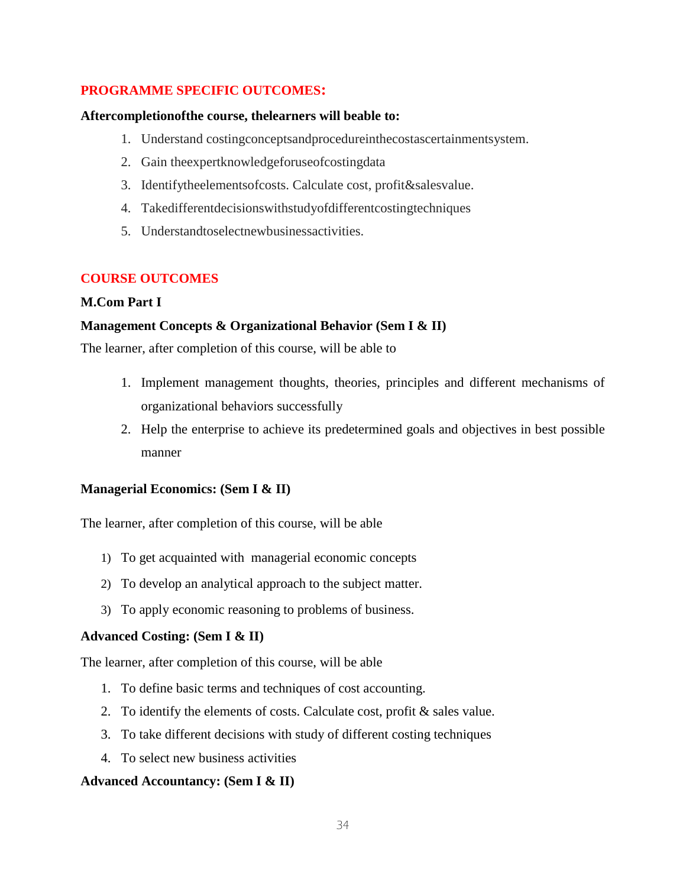## PROGRAMME SPECIFIC OUTCOMES:

**Aftercompletionofthe course, thelearners will beable to:**

1. Understand costingconceptsandprocedureinthecostascertainmentsystem.
2. Gain theexpertknowledgeforuseofcostingdata
3. Identifytheelementsofcosts. Calculate cost, profit&salesvalue.
4. Takedifferentdecisionswithstudyofdifferentcostingtechniques
5. Understandtoselectnewbusinessactivities.

## COURSE OUTCOMES

**M.Com Part I**

**Management Concepts & Organizational Behavior (Sem I & II)**

The learner, after completion of this course, will be able to

1. Implement management thoughts, theories, principles and different mechanisms of organizational behaviors successfully
2. Help the enterprise to achieve its predetermined goals and objectives in best possible manner

**Managerial Economics: (Sem I & II)**

The learner, after completion of this course, will be able

1) To get acquainted with managerial economic concepts
2) To develop an analytical approach to the subject matter.
3) To apply economic reasoning to problems of business.

**Advanced Costing: (Sem I & II)**

The learner, after completion of this course, will be able

1. To define basic terms and techniques of cost accounting.
2. To identify the elements of costs. Calculate cost, profit & sales value.
3. To take different decisions with study of different costing techniques
4. To select new business activities

**Advanced Accountancy: (Sem I & II)**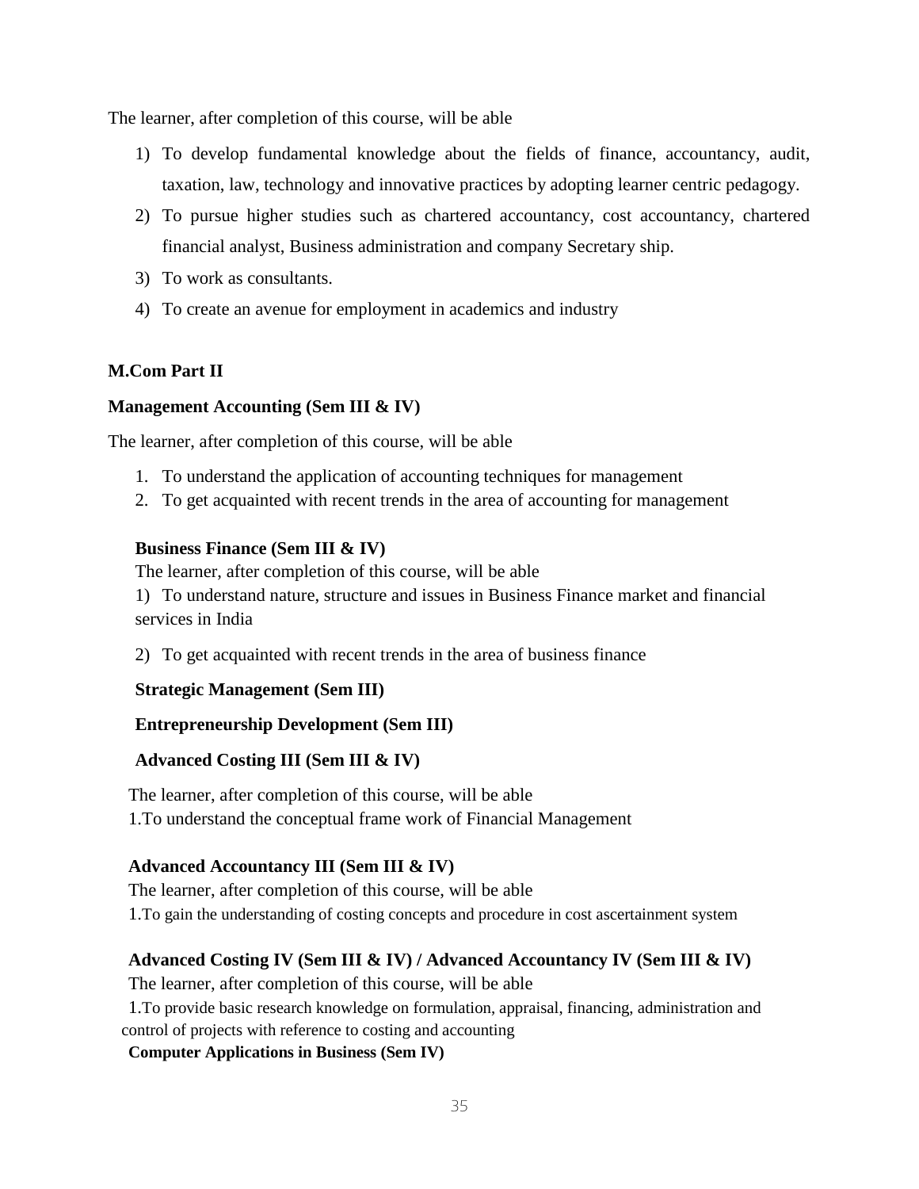The learner, after completion of this course, will be able

1) To develop fundamental knowledge about the fields of finance, accountancy, audit, taxation, law, technology and innovative practices by adopting learner centric pedagogy.
2) To pursue higher studies such as chartered accountancy, cost accountancy, chartered financial analyst, Business administration and company Secretary ship.
3) To work as consultants.
4) To create an avenue for employment in academics and industry

**M.Com Part II**

**Management Accounting (Sem III & IV)**

The learner, after completion of this course, will be able

1. To understand the application of accounting techniques for management
2. To get acquainted with recent trends in the area of accounting for management

**Business Finance (Sem III & IV)**

The learner, after completion of this course, will be able

1) To understand nature, structure and issues in Business Finance market and financial services in India
2) To get acquainted with recent trends in the area of business finance

**Strategic Management (Sem III)**

**Entrepreneurship Development (Sem III)**

**Advanced Costing III (Sem III & IV)**

The learner, after completion of this course, will be able

1.To understand the conceptual frame work of Financial Management

**Advanced Accountancy III (Sem III & IV)**

The learner, after completion of this course, will be able

1.To gain the understanding of costing concepts and procedure in cost ascertainment system

**Advanced Costing IV (Sem III & IV) / Advanced Accountancy IV (Sem III & IV)**

The learner, after completion of this course, will be able

1.To provide basic research knowledge on formulation, appraisal, financing, administration and control of projects with reference to costing and accounting

**Computer Applications in Business (Sem IV)**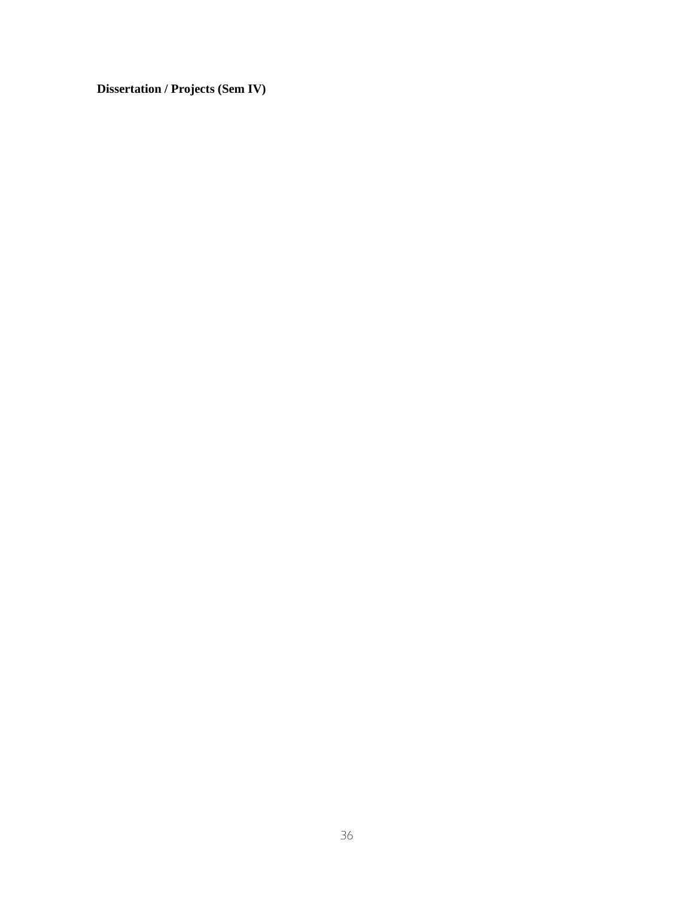**Dissertation / Projects (Sem IV)**